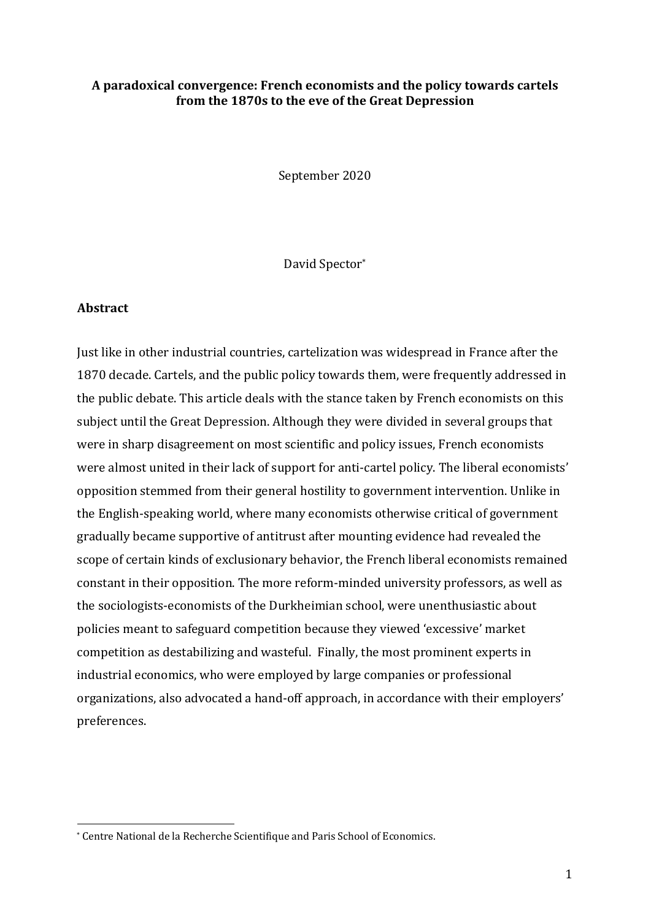**A paradoxical convergence: French economists and the policy towards cartels from the 1870s to the eve of the Great Depression**

September 2020

David Spector[*]

## Abstract

Just like in other industrial countries, cartelization was widespread in France after the 1870 decade. Cartels, and the public policy towards them, were frequently addressed in the public debate. This article deals with the stance taken by French economists on this subject until the Great Depression. Although they were divided in several groups that were in sharp disagreement on most scientific and policy issues, French economists were almost united in their lack of support for anti-cartel policy. The liberal economists' opposition stemmed from their general hostility to government intervention. Unlike in the English-speaking world, where many economists otherwise critical of government gradually became supportive of antitrust after mounting evidence had revealed the scope of certain kinds of exclusionary behavior, the French liberal economists remained constant in their opposition. The more reform-minded university professors, as well as the sociologists-economists of the Durkheimian school, were unenthusiastic about policies meant to safeguard competition because they viewed 'excessive' market competition as destabilizing and wasteful. Finally, the most prominent experts in industrial economics, who were employed by large companies or professional organizations, also advocated a hand-off approach, in accordance with their employers' preferences.

[*] Centre National de la Recherche Scientifique and Paris School of Economics.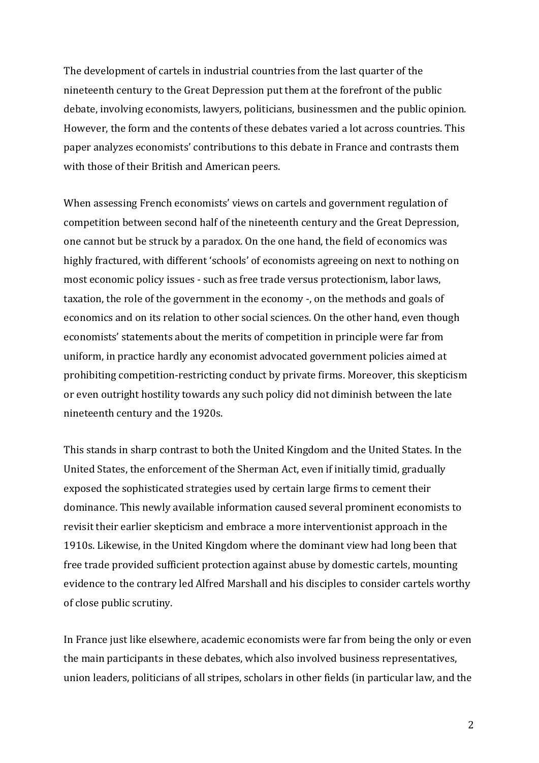The development of cartels in industrial countries from the last quarter of the nineteenth century to the Great Depression put them at the forefront of the public debate, involving economists, lawyers, politicians, businessmen and the public opinion. However, the form and the contents of these debates varied a lot across countries. This paper analyzes economists' contributions to this debate in France and contrasts them with those of their British and American peers.

When assessing French economists' views on cartels and government regulation of competition between second half of the nineteenth century and the Great Depression, one cannot but be struck by a paradox. On the one hand, the field of economics was highly fractured, with different 'schools' of economists agreeing on next to nothing on most economic policy issues - such as free trade versus protectionism, labor laws, taxation, the role of the government in the economy -, on the methods and goals of economics and on its relation to other social sciences. On the other hand, even though economists' statements about the merits of competition in principle were far from uniform, in practice hardly any economist advocated government policies aimed at prohibiting competition-restricting conduct by private firms. Moreover, this skepticism or even outright hostility towards any such policy did not diminish between the late nineteenth century and the 1920s.

This stands in sharp contrast to both the United Kingdom and the United States. In the United States, the enforcement of the Sherman Act, even if initially timid, gradually exposed the sophisticated strategies used by certain large firms to cement their dominance. This newly available information caused several prominent economists to revisit their earlier skepticism and embrace a more interventionist approach in the 1910s. Likewise, in the United Kingdom where the dominant view had long been that free trade provided sufficient protection against abuse by domestic cartels, mounting evidence to the contrary led Alfred Marshall and his disciples to consider cartels worthy of close public scrutiny.

In France just like elsewhere, academic economists were far from being the only or even the main participants in these debates, which also involved business representatives, union leaders, politicians of all stripes, scholars in other fields (in particular law, and the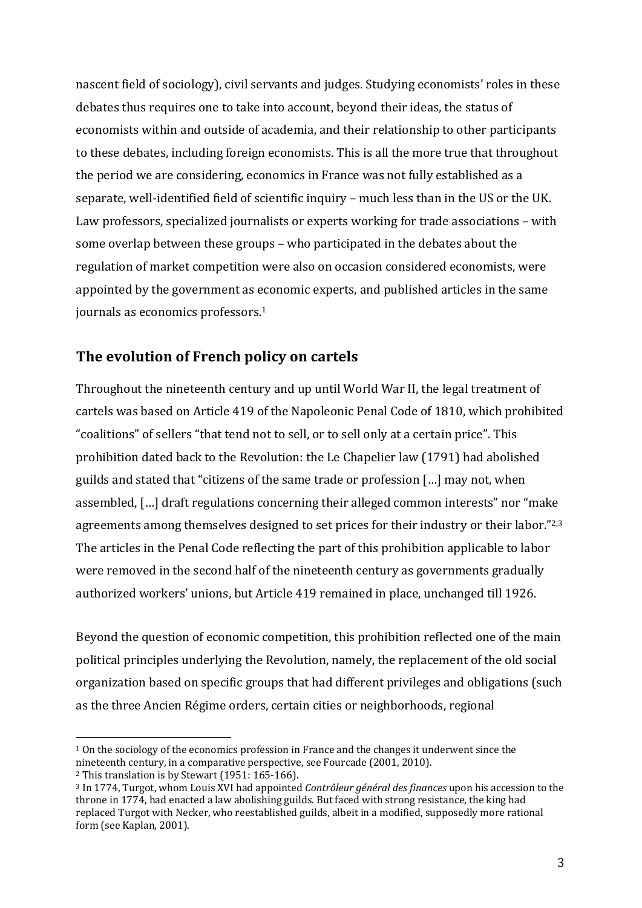nascent field of sociology), civil servants and judges. Studying economists' roles in these debates thus requires one to take into account, beyond their ideas, the status of economists within and outside of academia, and their relationship to other participants to these debates, including foreign economists. This is all the more true that throughout the period we are considering, economics in France was not fully established as a separate, well-identified field of scientific inquiry – much less than in the US or the UK. Law professors, specialized journalists or experts working for trade associations – with some overlap between these groups – who participated in the debates about the regulation of market competition were also on occasion considered economists, were appointed by the government as economic experts, and published articles in the same journals as economics professors.[1]

## The evolution of French policy on cartels

Throughout the nineteenth century and up until World War II, the legal treatment of cartels was based on Article 419 of the Napoleonic Penal Code of 1810, which prohibited "coalitions" of sellers "that tend not to sell, or to sell only at a certain price". This prohibition dated back to the Revolution: the Le Chapelier law (1791) had abolished guilds and stated that "citizens of the same trade or profession […] may not, when assembled, […] draft regulations concerning their alleged common interests" nor "make agreements among themselves designed to set prices for their industry or their labor."[2,3] The articles in the Penal Code reflecting the part of this prohibition applicable to labor were removed in the second half of the nineteenth century as governments gradually authorized workers' unions, but Article 419 remained in place, unchanged till 1926.

Beyond the question of economic competition, this prohibition reflected one of the main political principles underlying the Revolution, namely, the replacement of the old social organization based on specific groups that had different privileges and obligations (such as the three Ancien Régime orders, certain cities or neighborhoods, regional

---

[1] On the sociology of the economics profession in France and the changes it underwent since the nineteenth century, in a comparative perspective, see Fourcade (2001, 2010).

[2] This translation is by Stewart (1951: 165-166).

[3] In 1774, Turgot, whom Louis XVI had appointed *Contrôleur général des finances* upon his accession to the throne in 1774, had enacted a law abolishing guilds. But faced with strong resistance, the king had replaced Turgot with Necker, who reestablished guilds, albeit in a modified, supposedly more rational form (see Kaplan, 2001).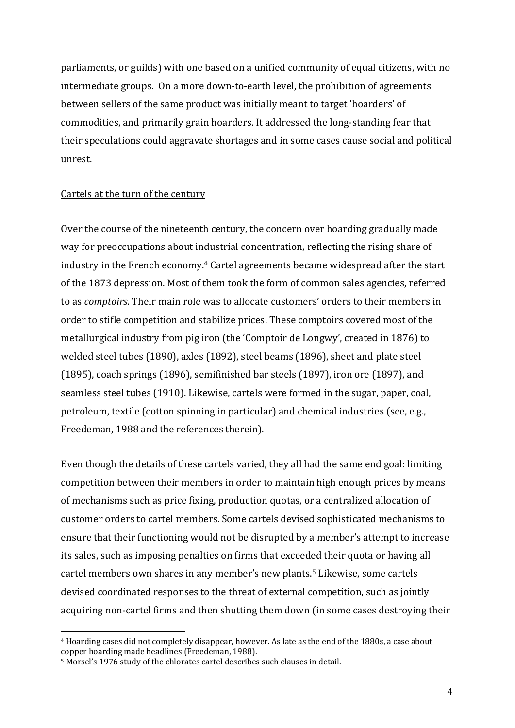parliaments, or guilds) with one based on a unified community of equal citizens, with no intermediate groups. On a more down-to-earth level, the prohibition of agreements between sellers of the same product was initially meant to target 'hoarders' of commodities, and primarily grain hoarders. It addressed the long-standing fear that their speculations could aggravate shortages and in some cases cause social and political unrest.

## Cartels at the turn of the century

Over the course of the nineteenth century, the concern over hoarding gradually made way for preoccupations about industrial concentration, reflecting the rising share of industry in the French economy.[4] Cartel agreements became widespread after the start of the 1873 depression. Most of them took the form of common sales agencies, referred to as *comptoirs*. Their main role was to allocate customers' orders to their members in order to stifle competition and stabilize prices. These comptoirs covered most of the metallurgical industry from pig iron (the 'Comptoir de Longwy', created in 1876) to welded steel tubes (1890), axles (1892), steel beams (1896), sheet and plate steel (1895), coach springs (1896), semifinished bar steels (1897), iron ore (1897), and seamless steel tubes (1910). Likewise, cartels were formed in the sugar, paper, coal, petroleum, textile (cotton spinning in particular) and chemical industries (see, e.g., Freedeman, 1988 and the references therein).

Even though the details of these cartels varied, they all had the same end goal: limiting competition between their members in order to maintain high enough prices by means of mechanisms such as price fixing, production quotas, or a centralized allocation of customer orders to cartel members. Some cartels devised sophisticated mechanisms to ensure that their functioning would not be disrupted by a member's attempt to increase its sales, such as imposing penalties on firms that exceeded their quota or having all cartel members own shares in any member's new plants.[5] Likewise, some cartels devised coordinated responses to the threat of external competition, such as jointly acquiring non-cartel firms and then shutting them down (in some cases destroying their

---

[4] Hoarding cases did not completely disappear, however. As late as the end of the 1880s, a case about copper hoarding made headlines (Freedeman, 1988).

[5] Morsel's 1976 study of the chlorates cartel describes such clauses in detail.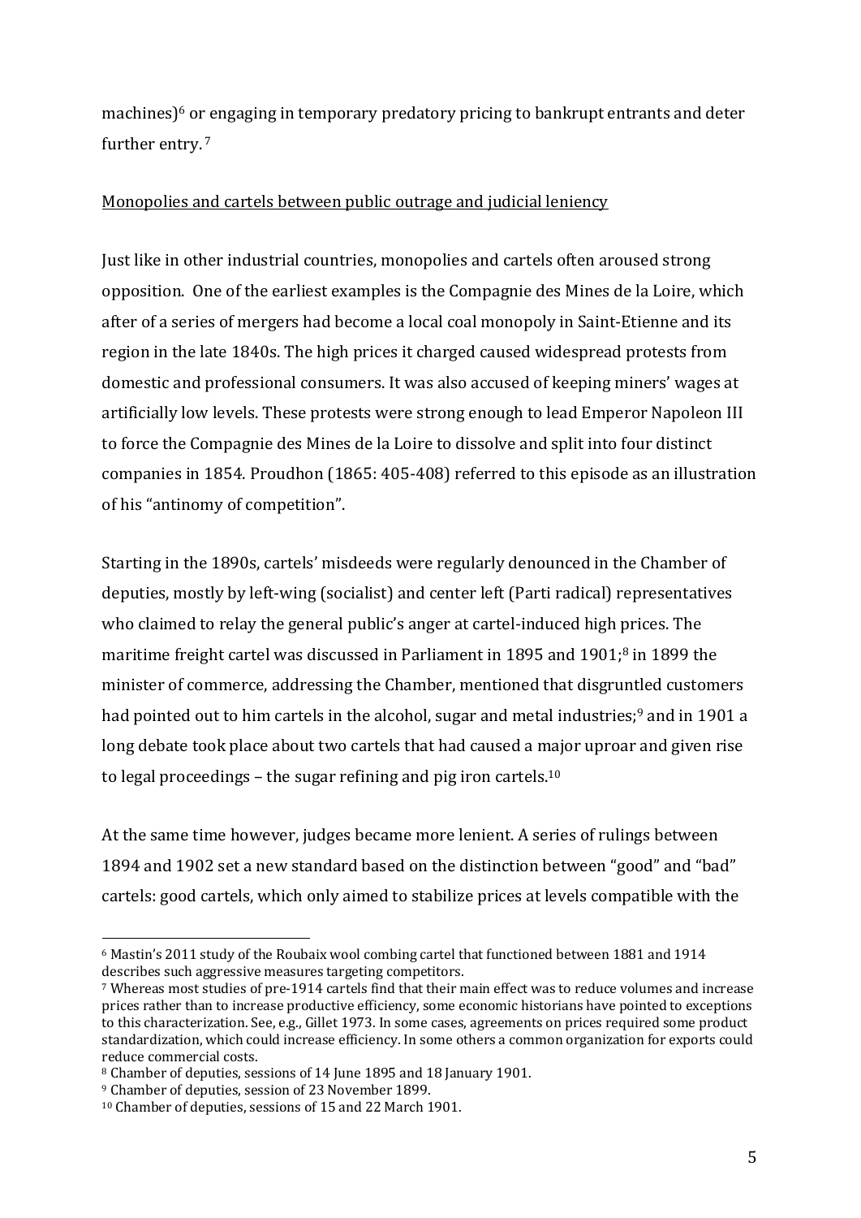machines)[6] or engaging in temporary predatory pricing to bankrupt entrants and deter further entry.[7]

Monopolies and cartels between public outrage and judicial leniency

Just like in other industrial countries, monopolies and cartels often aroused strong opposition. One of the earliest examples is the Compagnie des Mines de la Loire, which after of a series of mergers had become a local coal monopoly in Saint-Etienne and its region in the late 1840s. The high prices it charged caused widespread protests from domestic and professional consumers. It was also accused of keeping miners' wages at artificially low levels. These protests were strong enough to lead Emperor Napoleon III to force the Compagnie des Mines de la Loire to dissolve and split into four distinct companies in 1854. Proudhon (1865: 405-408) referred to this episode as an illustration of his "antinomy of competition".

Starting in the 1890s, cartels' misdeeds were regularly denounced in the Chamber of deputies, mostly by left-wing (socialist) and center left (Parti radical) representatives who claimed to relay the general public's anger at cartel-induced high prices. The maritime freight cartel was discussed in Parliament in 1895 and 1901;[8] in 1899 the minister of commerce, addressing the Chamber, mentioned that disgruntled customers had pointed out to him cartels in the alcohol, sugar and metal industries;[9] and in 1901 a long debate took place about two cartels that had caused a major uproar and given rise to legal proceedings – the sugar refining and pig iron cartels.[10]

At the same time however, judges became more lenient. A series of rulings between 1894 and 1902 set a new standard based on the distinction between "good" and "bad" cartels: good cartels, which only aimed to stabilize prices at levels compatible with the

---

[6] Mastin's 2011 study of the Roubaix wool combing cartel that functioned between 1881 and 1914 describes such aggressive measures targeting competitors.

[7] Whereas most studies of pre-1914 cartels find that their main effect was to reduce volumes and increase prices rather than to increase productive efficiency, some economic historians have pointed to exceptions to this characterization. See, e.g., Gillet 1973. In some cases, agreements on prices required some product standardization, which could increase efficiency. In some others a common organization for exports could reduce commercial costs.

[8] Chamber of deputies, sessions of 14 June 1895 and 18 January 1901.

[9] Chamber of deputies, session of 23 November 1899.

[10] Chamber of deputies, sessions of 15 and 22 March 1901.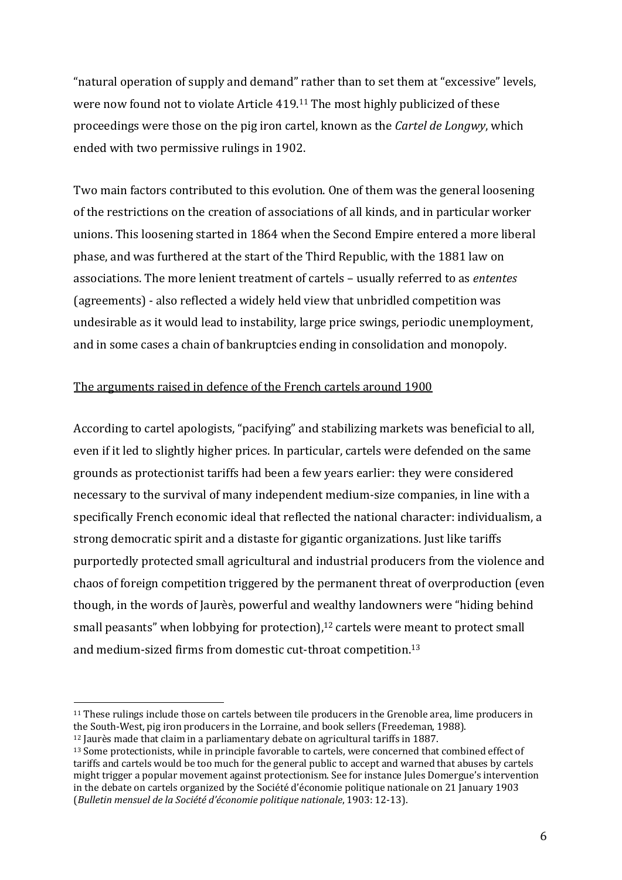"natural operation of supply and demand" rather than to set them at "excessive" levels, were now found not to violate Article 419.[11] The most highly publicized of these proceedings were those on the pig iron cartel, known as the *Cartel de Longwy*, which ended with two permissive rulings in 1902.

Two main factors contributed to this evolution. One of them was the general loosening of the restrictions on the creation of associations of all kinds, and in particular worker unions. This loosening started in 1864 when the Second Empire entered a more liberal phase, and was furthered at the start of the Third Republic, with the 1881 law on associations. The more lenient treatment of cartels – usually referred to as *ententes* (agreements) - also reflected a widely held view that unbridled competition was undesirable as it would lead to instability, large price swings, periodic unemployment, and in some cases a chain of bankruptcies ending in consolidation and monopoly.

<u>The arguments raised in defence of the French cartels around 1900</u>

According to cartel apologists, "pacifying" and stabilizing markets was beneficial to all, even if it led to slightly higher prices. In particular, cartels were defended on the same grounds as protectionist tariffs had been a few years earlier: they were considered necessary to the survival of many independent medium-size companies, in line with a specifically French economic ideal that reflected the national character: individualism, a strong democratic spirit and a distaste for gigantic organizations. Just like tariffs purportedly protected small agricultural and industrial producers from the violence and chaos of foreign competition triggered by the permanent threat of overproduction (even though, in the words of Jaurès, powerful and wealthy landowners were "hiding behind small peasants" when lobbying for protection),[12] cartels were meant to protect small and medium-sized firms from domestic cut-throat competition.[13]

---

[11] These rulings include those on cartels between tile producers in the Grenoble area, lime producers in the South-West, pig iron producers in the Lorraine, and book sellers (Freedeman, 1988).

[12] Jaurès made that claim in a parliamentary debate on agricultural tariffs in 1887.

[13] Some protectionists, while in principle favorable to cartels, were concerned that combined effect of tariffs and cartels would be too much for the general public to accept and warned that abuses by cartels might trigger a popular movement against protectionism. See for instance Jules Domergue's intervention in the debate on cartels organized by the Société d'économie politique nationale on 21 January 1903 (*Bulletin mensuel de la Société d'économie politique nationale*, 1903: 12-13).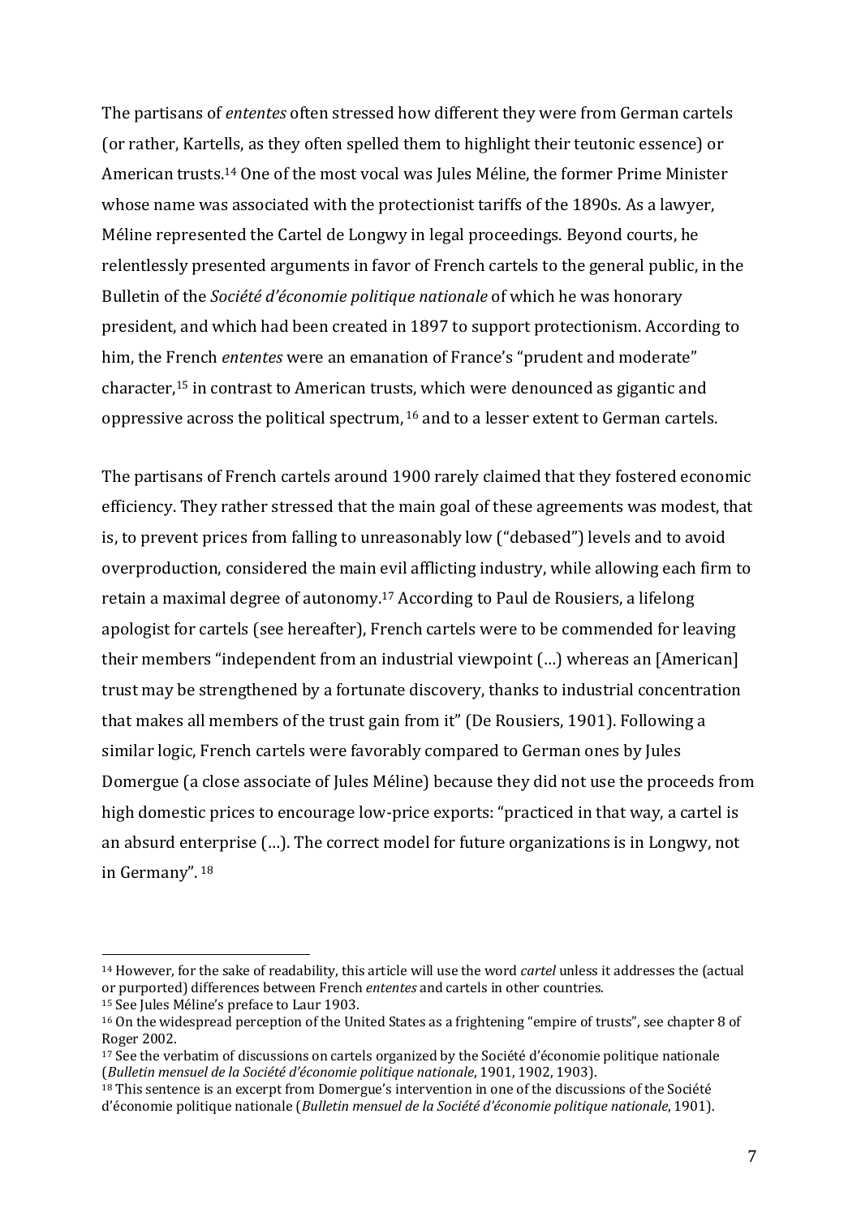The partisans of *ententes* often stressed how different they were from German cartels (or rather, Kartells, as they often spelled them to highlight their teutonic essence) or American trusts.[14] One of the most vocal was Jules Méline, the former Prime Minister whose name was associated with the protectionist tariffs of the 1890s. As a lawyer, Méline represented the Cartel de Longwy in legal proceedings. Beyond courts, he relentlessly presented arguments in favor of French cartels to the general public, in the Bulletin of the *Société d'économie politique nationale* of which he was honorary president, and which had been created in 1897 to support protectionism. According to him, the French *ententes* were an emanation of France's "prudent and moderate" character,[15] in contrast to American trusts, which were denounced as gigantic and oppressive across the political spectrum,[16] and to a lesser extent to German cartels.

The partisans of French cartels around 1900 rarely claimed that they fostered economic efficiency. They rather stressed that the main goal of these agreements was modest, that is, to prevent prices from falling to unreasonably low ("debased") levels and to avoid overproduction, considered the main evil afflicting industry, while allowing each firm to retain a maximal degree of autonomy.[17] According to Paul de Rousiers, a lifelong apologist for cartels (see hereafter), French cartels were to be commended for leaving their members "independent from an industrial viewpoint (…) whereas an [American] trust may be strengthened by a fortunate discovery, thanks to industrial concentration that makes all members of the trust gain from it" (De Rousiers, 1901). Following a similar logic, French cartels were favorably compared to German ones by Jules Domergue (a close associate of Jules Méline) because they did not use the proceeds from high domestic prices to encourage low-price exports: "practiced in that way, a cartel is an absurd enterprise (…). The correct model for future organizations is in Longwy, not in Germany".[18]

---

[14] However, for the sake of readability, this article will use the word *cartel* unless it addresses the (actual or purported) differences between French *ententes* and cartels in other countries.

[15] See Jules Méline's preface to Laur 1903.

[16] On the widespread perception of the United States as a frightening "empire of trusts", see chapter 8 of Roger 2002.

[17] See the verbatim of discussions on cartels organized by the Société d'économie politique nationale (*Bulletin mensuel de la Société d'économie politique nationale*, 1901, 1902, 1903).

[18] This sentence is an excerpt from Domergue's intervention in one of the discussions of the Société d'économie politique nationale (*Bulletin mensuel de la Société d'économie politique nationale*, 1901).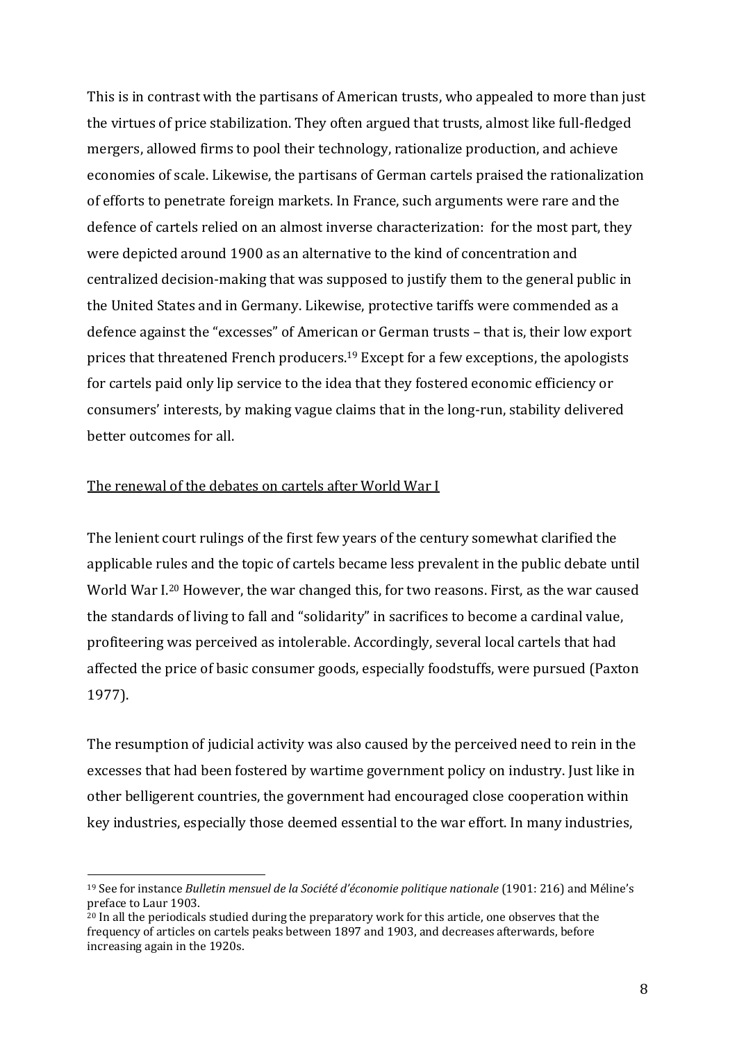This is in contrast with the partisans of American trusts, who appealed to more than just the virtues of price stabilization. They often argued that trusts, almost like full-fledged mergers, allowed firms to pool their technology, rationalize production, and achieve economies of scale. Likewise, the partisans of German cartels praised the rationalization of efforts to penetrate foreign markets. In France, such arguments were rare and the defence of cartels relied on an almost inverse characterization: for the most part, they were depicted around 1900 as an alternative to the kind of concentration and centralized decision-making that was supposed to justify them to the general public in the United States and in Germany. Likewise, protective tariffs were commended as a defence against the "excesses" of American or German trusts – that is, their low export prices that threatened French producers.[19] Except for a few exceptions, the apologists for cartels paid only lip service to the idea that they fostered economic efficiency or consumers' interests, by making vague claims that in the long-run, stability delivered better outcomes for all.

<u>The renewal of the debates on cartels after World War I</u>

The lenient court rulings of the first few years of the century somewhat clarified the applicable rules and the topic of cartels became less prevalent in the public debate until World War I.[20] However, the war changed this, for two reasons. First, as the war caused the standards of living to fall and "solidarity" in sacrifices to become a cardinal value, profiteering was perceived as intolerable. Accordingly, several local cartels that had affected the price of basic consumer goods, especially foodstuffs, were pursued (Paxton 1977).

The resumption of judicial activity was also caused by the perceived need to rein in the excesses that had been fostered by wartime government policy on industry. Just like in other belligerent countries, the government had encouraged close cooperation within key industries, especially those deemed essential to the war effort. In many industries,

---

[19] See for instance *Bulletin mensuel de la Société d'économie politique nationale* (1901: 216) and Méline's preface to Laur 1903.

[20] In all the periodicals studied during the preparatory work for this article, one observes that the frequency of articles on cartels peaks between 1897 and 1903, and decreases afterwards, before increasing again in the 1920s.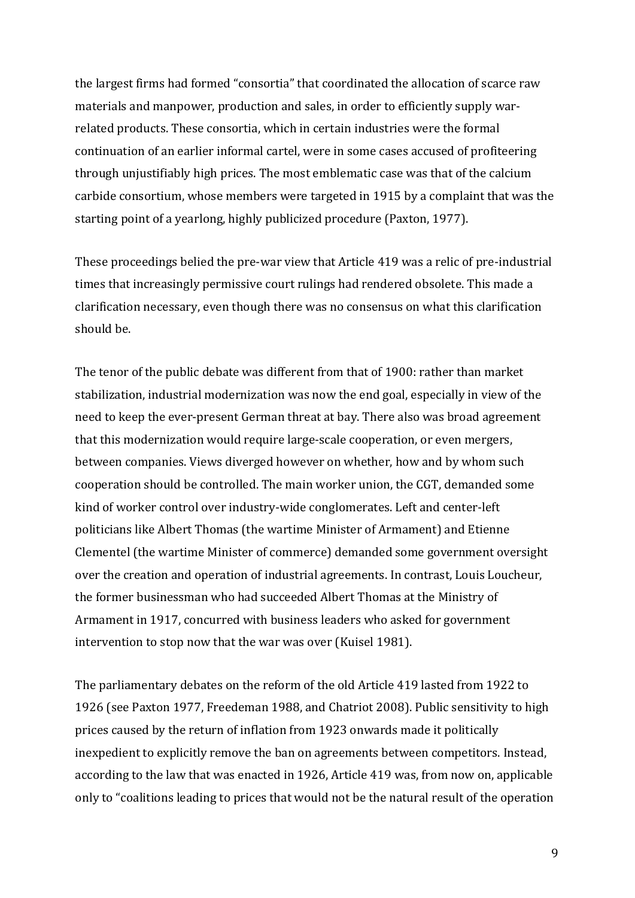the largest firms had formed "consortia" that coordinated the allocation of scarce raw materials and manpower, production and sales, in order to efficiently supply war-related products. These consortia, which in certain industries were the formal continuation of an earlier informal cartel, were in some cases accused of profiteering through unjustifiably high prices. The most emblematic case was that of the calcium carbide consortium, whose members were targeted in 1915 by a complaint that was the starting point of a yearlong, highly publicized procedure (Paxton, 1977).

These proceedings belied the pre-war view that Article 419 was a relic of pre-industrial times that increasingly permissive court rulings had rendered obsolete. This made a clarification necessary, even though there was no consensus on what this clarification should be.

The tenor of the public debate was different from that of 1900: rather than market stabilization, industrial modernization was now the end goal, especially in view of the need to keep the ever-present German threat at bay. There also was broad agreement that this modernization would require large-scale cooperation, or even mergers, between companies. Views diverged however on whether, how and by whom such cooperation should be controlled. The main worker union, the CGT, demanded some kind of worker control over industry-wide conglomerates. Left and center-left politicians like Albert Thomas (the wartime Minister of Armament) and Etienne Clementel (the wartime Minister of commerce) demanded some government oversight over the creation and operation of industrial agreements. In contrast, Louis Loucheur, the former businessman who had succeeded Albert Thomas at the Ministry of Armament in 1917, concurred with business leaders who asked for government intervention to stop now that the war was over (Kuisel 1981).

The parliamentary debates on the reform of the old Article 419 lasted from 1922 to 1926 (see Paxton 1977, Freedeman 1988, and Chatriot 2008). Public sensitivity to high prices caused by the return of inflation from 1923 onwards made it politically inexpedient to explicitly remove the ban on agreements between competitors. Instead, according to the law that was enacted in 1926, Article 419 was, from now on, applicable only to "coalitions leading to prices that would not be the natural result of the operation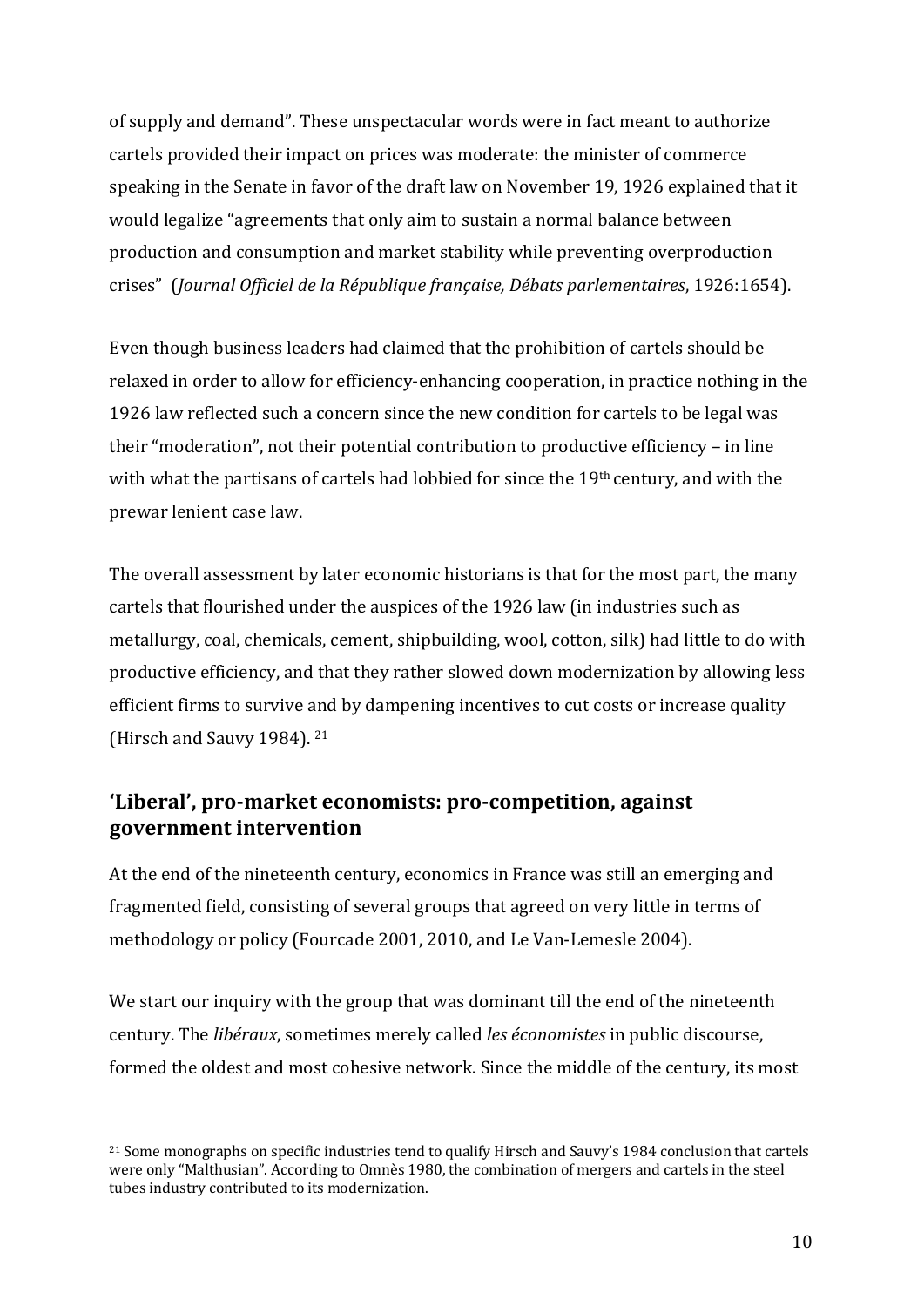of supply and demand". These unspectacular words were in fact meant to authorize cartels provided their impact on prices was moderate: the minister of commerce speaking in the Senate in favor of the draft law on November 19, 1926 explained that it would legalize "agreements that only aim to sustain a normal balance between production and consumption and market stability while preventing overproduction crises" (*Journal Officiel de la République française, Débats parlementaires*, 1926:1654).

Even though business leaders had claimed that the prohibition of cartels should be relaxed in order to allow for efficiency-enhancing cooperation, in practice nothing in the 1926 law reflected such a concern since the new condition for cartels to be legal was their "moderation", not their potential contribution to productive efficiency – in line with what the partisans of cartels had lobbied for since the 19th century, and with the prewar lenient case law.

The overall assessment by later economic historians is that for the most part, the many cartels that flourished under the auspices of the 1926 law (in industries such as metallurgy, coal, chemicals, cement, shipbuilding, wool, cotton, silk) had little to do with productive efficiency, and that they rather slowed down modernization by allowing less efficient firms to survive and by dampening incentives to cut costs or increase quality (Hirsch and Sauvy 1984). [21]

## 'Liberal', pro-market economists: pro-competition, against government intervention

At the end of the nineteenth century, economics in France was still an emerging and fragmented field, consisting of several groups that agreed on very little in terms of methodology or policy (Fourcade 2001, 2010, and Le Van-Lemesle 2004).

We start our inquiry with the group that was dominant till the end of the nineteenth century. The *libéraux*, sometimes merely called *les économistes* in public discourse, formed the oldest and most cohesive network. Since the middle of the century, its most

---

[21] Some monographs on specific industries tend to qualify Hirsch and Sauvy's 1984 conclusion that cartels were only "Malthusian". According to Omnès 1980, the combination of mergers and cartels in the steel tubes industry contributed to its modernization.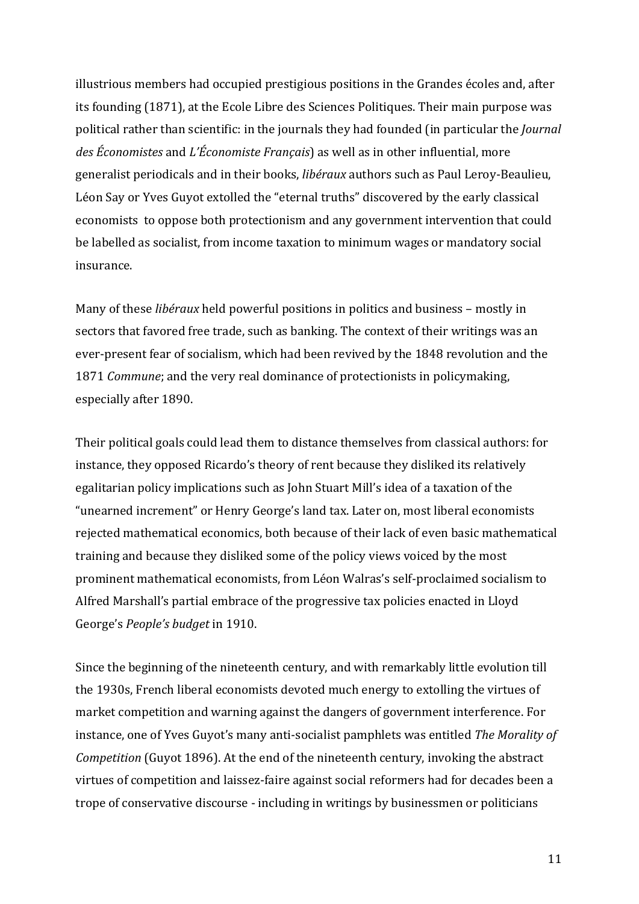illustrious members had occupied prestigious positions in the Grandes écoles and, after its founding (1871), at the Ecole Libre des Sciences Politiques. Their main purpose was political rather than scientific: in the journals they had founded (in particular the *Journal des Économistes* and *L'Économiste Français*) as well as in other influential, more generalist periodicals and in their books, *libéraux* authors such as Paul Leroy-Beaulieu, Léon Say or Yves Guyot extolled the "eternal truths" discovered by the early classical economists to oppose both protectionism and any government intervention that could be labelled as socialist, from income taxation to minimum wages or mandatory social insurance.

Many of these *libéraux* held powerful positions in politics and business – mostly in sectors that favored free trade, such as banking. The context of their writings was an ever-present fear of socialism, which had been revived by the 1848 revolution and the 1871 *Commune*; and the very real dominance of protectionists in policymaking, especially after 1890.

Their political goals could lead them to distance themselves from classical authors: for instance, they opposed Ricardo's theory of rent because they disliked its relatively egalitarian policy implications such as John Stuart Mill's idea of a taxation of the "unearned increment" or Henry George's land tax. Later on, most liberal economists rejected mathematical economics, both because of their lack of even basic mathematical training and because they disliked some of the policy views voiced by the most prominent mathematical economists, from Léon Walras's self-proclaimed socialism to Alfred Marshall's partial embrace of the progressive tax policies enacted in Lloyd George's *People's budget* in 1910.

Since the beginning of the nineteenth century, and with remarkably little evolution till the 1930s, French liberal economists devoted much energy to extolling the virtues of market competition and warning against the dangers of government interference. For instance, one of Yves Guyot's many anti-socialist pamphlets was entitled *The Morality of Competition* (Guyot 1896). At the end of the nineteenth century, invoking the abstract virtues of competition and laissez-faire against social reformers had for decades been a trope of conservative discourse - including in writings by businessmen or politicians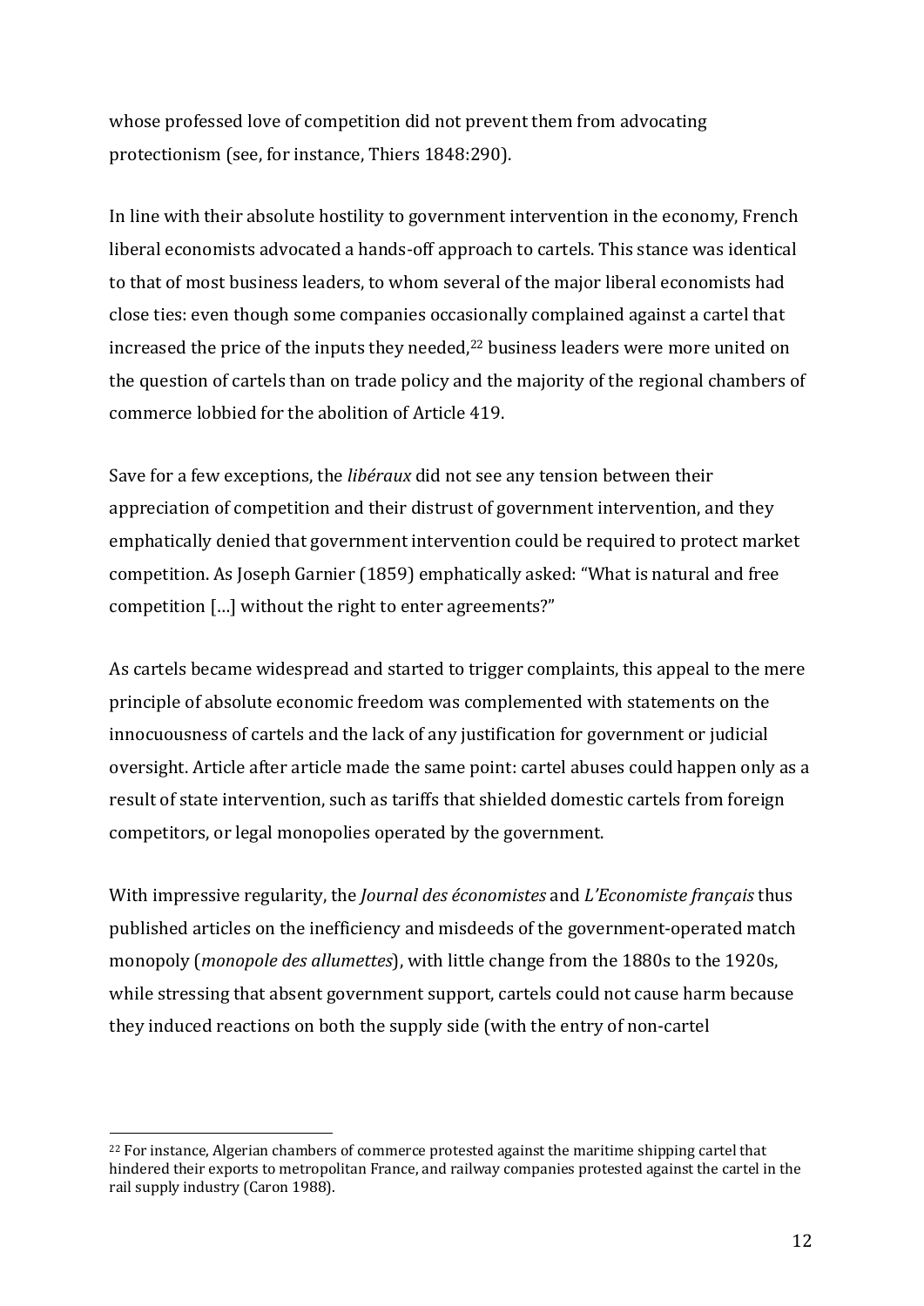whose professed love of competition did not prevent them from advocating protectionism (see, for instance, Thiers 1848:290).

In line with their absolute hostility to government intervention in the economy, French liberal economists advocated a hands-off approach to cartels. This stance was identical to that of most business leaders, to whom several of the major liberal economists had close ties: even though some companies occasionally complained against a cartel that increased the price of the inputs they needed,[22] business leaders were more united on the question of cartels than on trade policy and the majority of the regional chambers of commerce lobbied for the abolition of Article 419.

Save for a few exceptions, the *libéraux* did not see any tension between their appreciation of competition and their distrust of government intervention, and they emphatically denied that government intervention could be required to protect market competition. As Joseph Garnier (1859) emphatically asked: "What is natural and free competition […] without the right to enter agreements?"

As cartels became widespread and started to trigger complaints, this appeal to the mere principle of absolute economic freedom was complemented with statements on the innocuousness of cartels and the lack of any justification for government or judicial oversight. Article after article made the same point: cartel abuses could happen only as a result of state intervention, such as tariffs that shielded domestic cartels from foreign competitors, or legal monopolies operated by the government.

With impressive regularity, the *Journal des économistes* and *L'Economiste français* thus published articles on the inefficiency and misdeeds of the government-operated match monopoly (*monopole des allumettes*), with little change from the 1880s to the 1920s, while stressing that absent government support, cartels could not cause harm because they induced reactions on both the supply side (with the entry of non-cartel

[22] For instance, Algerian chambers of commerce protested against the maritime shipping cartel that hindered their exports to metropolitan France, and railway companies protested against the cartel in the rail supply industry (Caron 1988).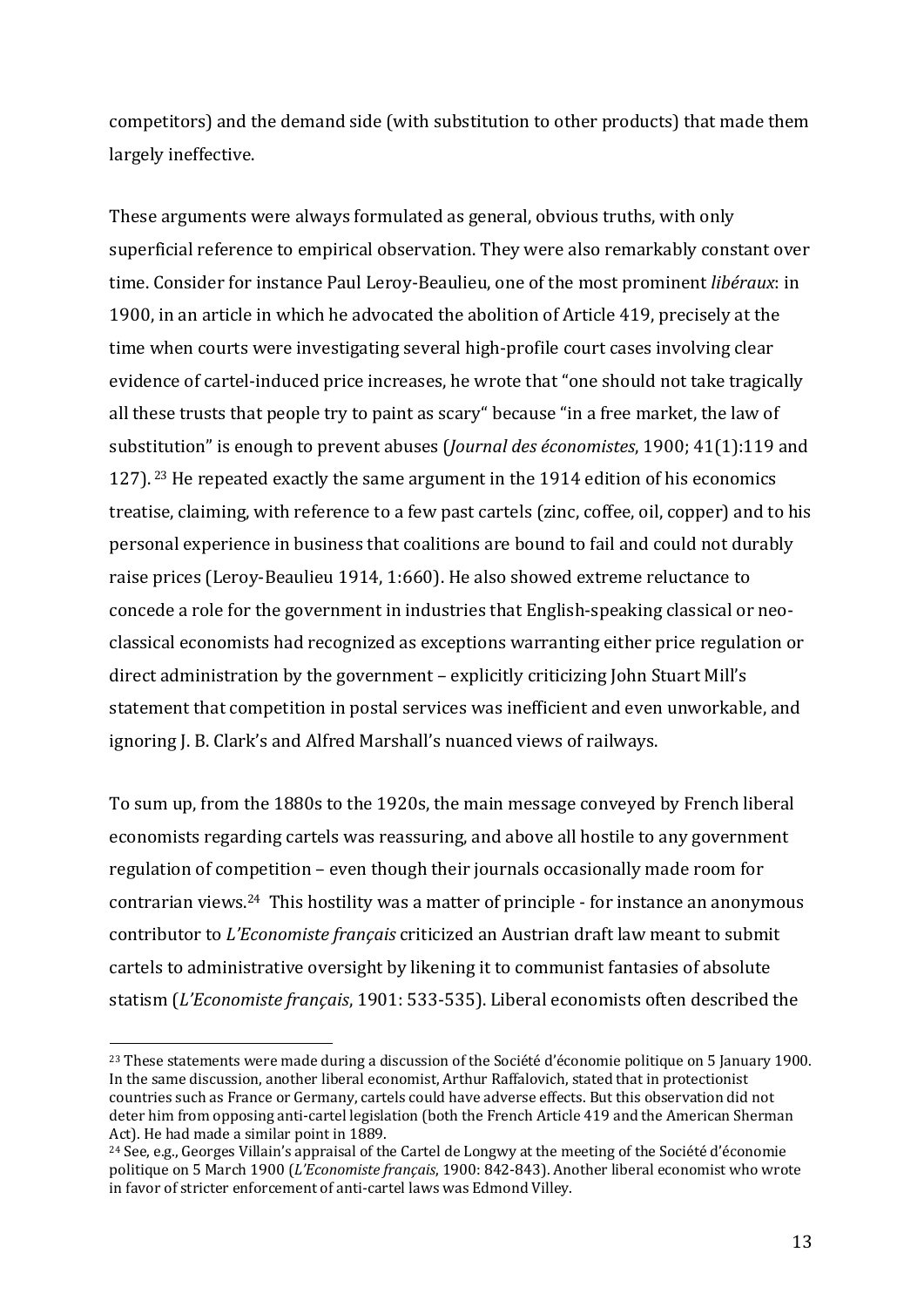competitors) and the demand side (with substitution to other products) that made them largely ineffective.

These arguments were always formulated as general, obvious truths, with only superficial reference to empirical observation. They were also remarkably constant over time. Consider for instance Paul Leroy-Beaulieu, one of the most prominent *libéraux*: in 1900, in an article in which he advocated the abolition of Article 419, precisely at the time when courts were investigating several high-profile court cases involving clear evidence of cartel-induced price increases, he wrote that "one should not take tragically all these trusts that people try to paint as scary" because "in a free market, the law of substitution" is enough to prevent abuses (*Journal des économistes*, 1900; 41(1):119 and 127).[23] He repeated exactly the same argument in the 1914 edition of his economics treatise, claiming, with reference to a few past cartels (zinc, coffee, oil, copper) and to his personal experience in business that coalitions are bound to fail and could not durably raise prices (Leroy-Beaulieu 1914, 1:660). He also showed extreme reluctance to concede a role for the government in industries that English-speaking classical or neo-classical economists had recognized as exceptions warranting either price regulation or direct administration by the government – explicitly criticizing John Stuart Mill's statement that competition in postal services was inefficient and even unworkable, and ignoring J. B. Clark's and Alfred Marshall's nuanced views of railways.

To sum up, from the 1880s to the 1920s, the main message conveyed by French liberal economists regarding cartels was reassuring, and above all hostile to any government regulation of competition – even though their journals occasionally made room for contrarian views.[24] This hostility was a matter of principle - for instance an anonymous contributor to *L'Economiste français* criticized an Austrian draft law meant to submit cartels to administrative oversight by likening it to communist fantasies of absolute statism (*L'Economiste français*, 1901: 533-535). Liberal economists often described the

[23] These statements were made during a discussion of the Société d'économie politique on 5 January 1900. In the same discussion, another liberal economist, Arthur Raffalovich, stated that in protectionist countries such as France or Germany, cartels could have adverse effects. But this observation did not deter him from opposing anti-cartel legislation (both the French Article 419 and the American Sherman Act). He had made a similar point in 1889.

[24] See, e.g., Georges Villain's appraisal of the Cartel de Longwy at the meeting of the Société d'économie politique on 5 March 1900 (*L'Economiste français*, 1900: 842-843). Another liberal economist who wrote in favor of stricter enforcement of anti-cartel laws was Edmond Villey.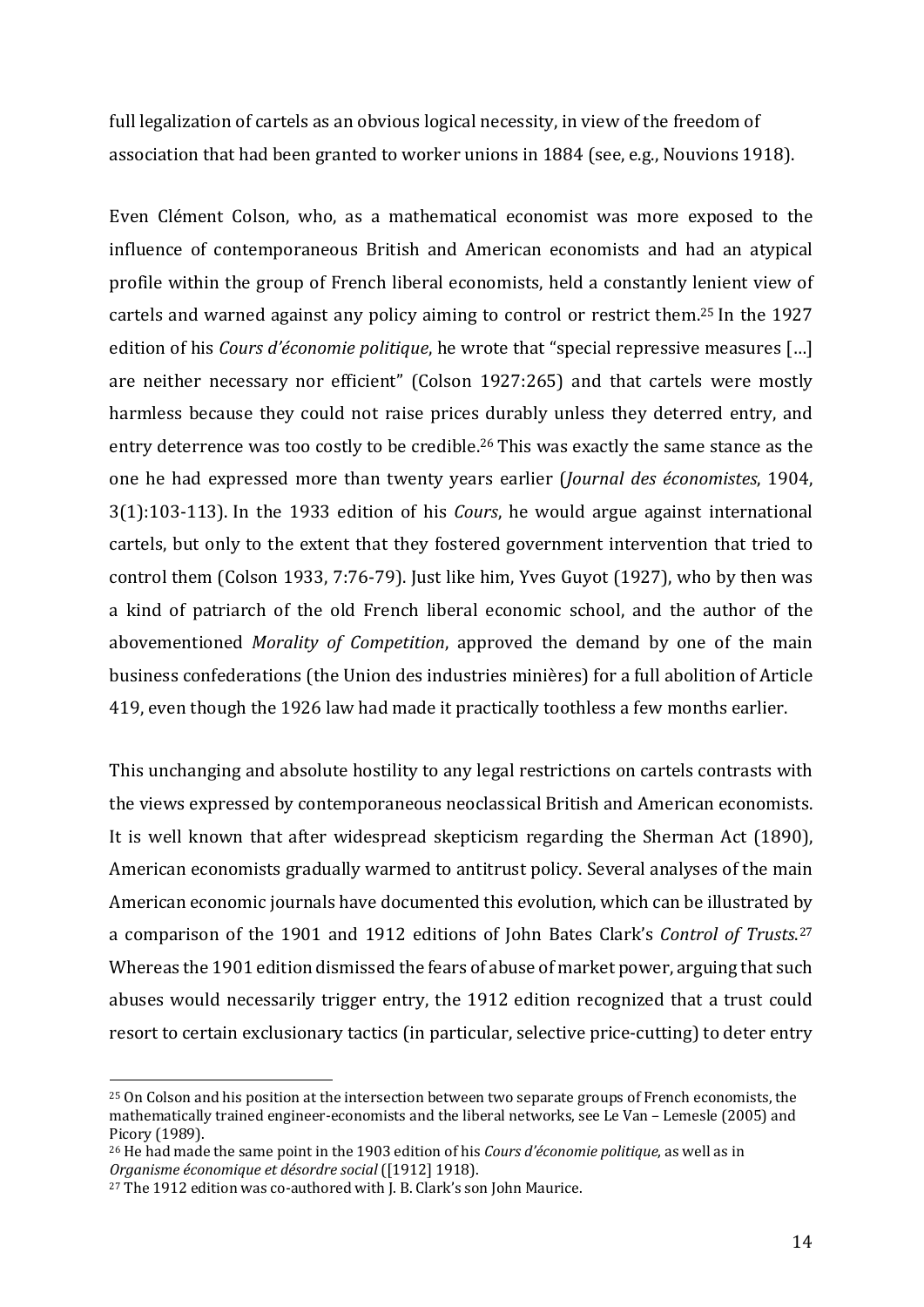full legalization of cartels as an obvious logical necessity, in view of the freedom of association that had been granted to worker unions in 1884 (see, e.g., Nouvions 1918).

Even Clément Colson, who, as a mathematical economist was more exposed to the influence of contemporaneous British and American economists and had an atypical profile within the group of French liberal economists, held a constantly lenient view of cartels and warned against any policy aiming to control or restrict them.[25] In the 1927 edition of his *Cours d'économie politique*, he wrote that "special repressive measures […] are neither necessary nor efficient" (Colson 1927:265) and that cartels were mostly harmless because they could not raise prices durably unless they deterred entry, and entry deterrence was too costly to be credible.[26] This was exactly the same stance as the one he had expressed more than twenty years earlier (*Journal des économistes*, 1904, 3(1):103-113). In the 1933 edition of his *Cours*, he would argue against international cartels, but only to the extent that they fostered government intervention that tried to control them (Colson 1933, 7:76-79). Just like him, Yves Guyot (1927), who by then was a kind of patriarch of the old French liberal economic school, and the author of the abovementioned *Morality of Competition*, approved the demand by one of the main business confederations (the Union des industries minières) for a full abolition of Article 419, even though the 1926 law had made it practically toothless a few months earlier.

This unchanging and absolute hostility to any legal restrictions on cartels contrasts with the views expressed by contemporaneous neoclassical British and American economists. It is well known that after widespread skepticism regarding the Sherman Act (1890), American economists gradually warmed to antitrust policy. Several analyses of the main American economic journals have documented this evolution, which can be illustrated by a comparison of the 1901 and 1912 editions of John Bates Clark's *Control of Trusts*.[27] Whereas the 1901 edition dismissed the fears of abuse of market power, arguing that such abuses would necessarily trigger entry, the 1912 edition recognized that a trust could resort to certain exclusionary tactics (in particular, selective price-cutting) to deter entry

---

[25] On Colson and his position at the intersection between two separate groups of French economists, the mathematically trained engineer-economists and the liberal networks, see Le Van – Lemesle (2005) and Picory (1989).

[26] He had made the same point in the 1903 edition of his *Cours d'économie politique*, as well as in *Organisme économique et désordre social* ([1912] 1918).

[27] The 1912 edition was co-authored with J. B. Clark's son John Maurice.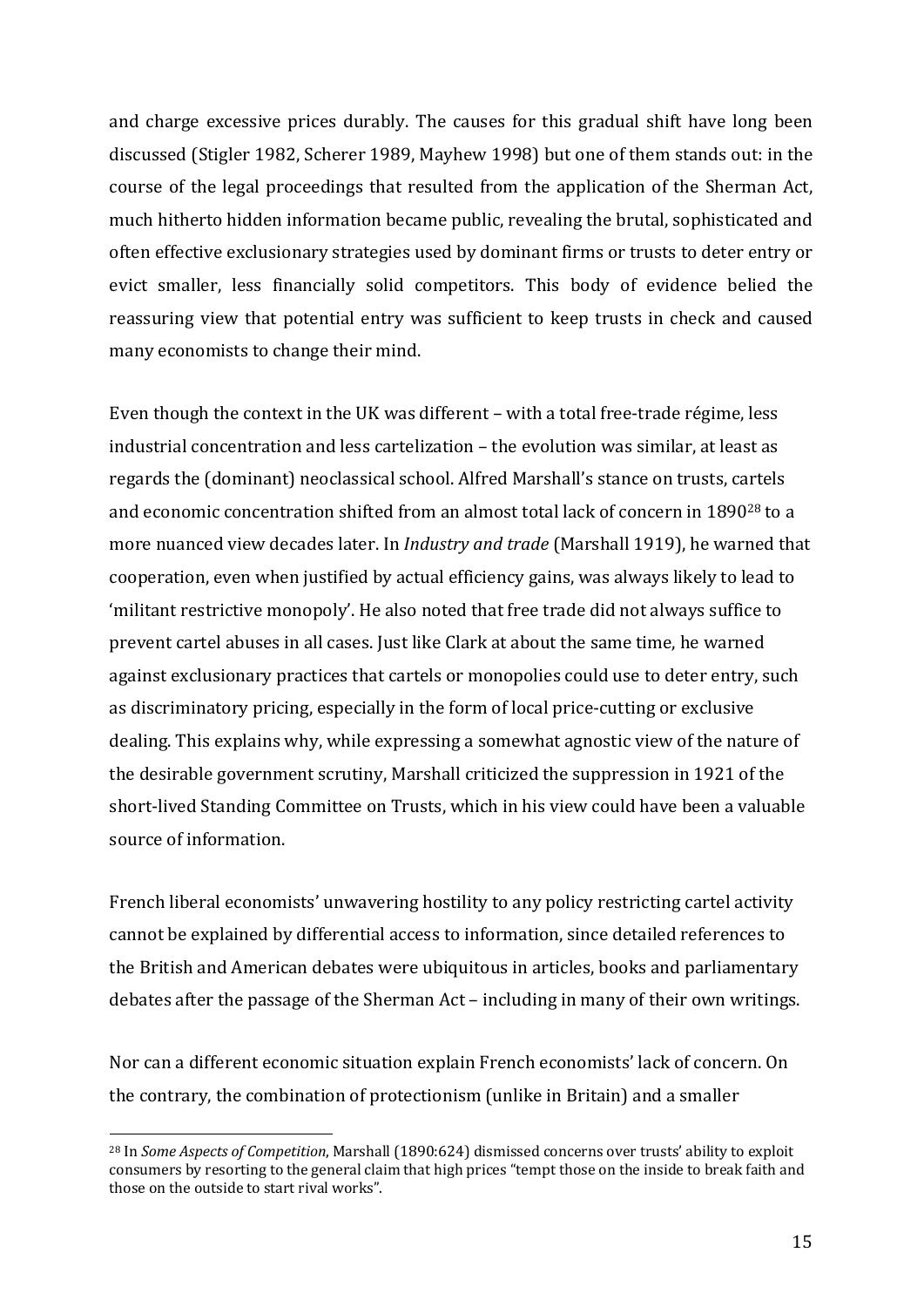and charge excessive prices durably. The causes for this gradual shift have long been discussed (Stigler 1982, Scherer 1989, Mayhew 1998) but one of them stands out: in the course of the legal proceedings that resulted from the application of the Sherman Act, much hitherto hidden information became public, revealing the brutal, sophisticated and often effective exclusionary strategies used by dominant firms or trusts to deter entry or evict smaller, less financially solid competitors. This body of evidence belied the reassuring view that potential entry was sufficient to keep trusts in check and caused many economists to change their mind.

Even though the context in the UK was different – with a total free-trade régime, less industrial concentration and less cartelization – the evolution was similar, at least as regards the (dominant) neoclassical school. Alfred Marshall's stance on trusts, cartels and economic concentration shifted from an almost total lack of concern in 1890[28] to a more nuanced view decades later. In *Industry and trade* (Marshall 1919), he warned that cooperation, even when justified by actual efficiency gains, was always likely to lead to 'militant restrictive monopoly'. He also noted that free trade did not always suffice to prevent cartel abuses in all cases. Just like Clark at about the same time, he warned against exclusionary practices that cartels or monopolies could use to deter entry, such as discriminatory pricing, especially in the form of local price-cutting or exclusive dealing. This explains why, while expressing a somewhat agnostic view of the nature of the desirable government scrutiny, Marshall criticized the suppression in 1921 of the short-lived Standing Committee on Trusts, which in his view could have been a valuable source of information.

French liberal economists' unwavering hostility to any policy restricting cartel activity cannot be explained by differential access to information, since detailed references to the British and American debates were ubiquitous in articles, books and parliamentary debates after the passage of the Sherman Act – including in many of their own writings.

Nor can a different economic situation explain French economists' lack of concern. On the contrary, the combination of protectionism (unlike in Britain) and a smaller

[28] In *Some Aspects of Competition*, Marshall (1890:624) dismissed concerns over trusts' ability to exploit consumers by resorting to the general claim that high prices "tempt those on the inside to break faith and those on the outside to start rival works".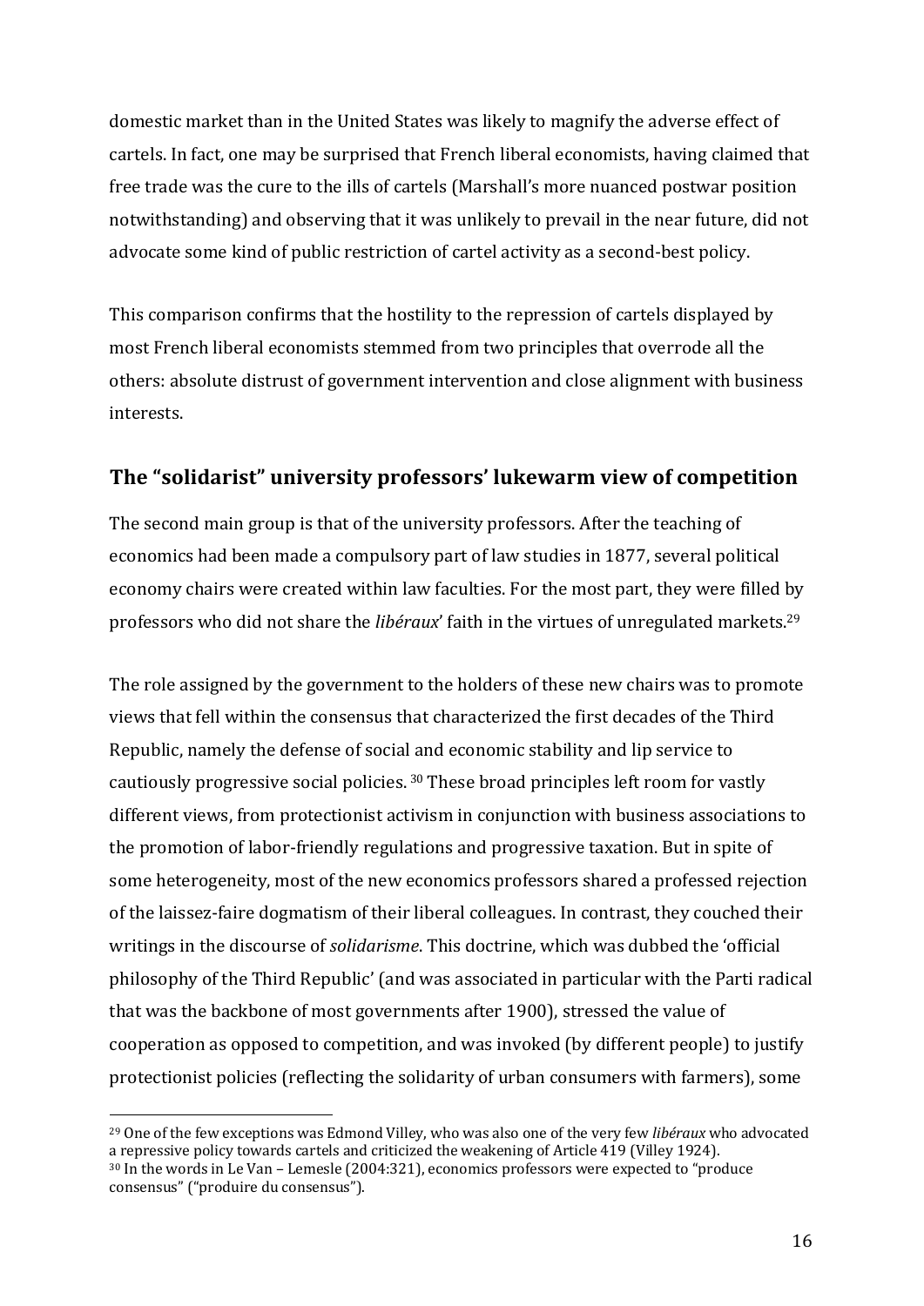domestic market than in the United States was likely to magnify the adverse effect of cartels. In fact, one may be surprised that French liberal economists, having claimed that free trade was the cure to the ills of cartels (Marshall's more nuanced postwar position notwithstanding) and observing that it was unlikely to prevail in the near future, did not advocate some kind of public restriction of cartel activity as a second-best policy.

This comparison confirms that the hostility to the repression of cartels displayed by most French liberal economists stemmed from two principles that overrode all the others: absolute distrust of government intervention and close alignment with business interests.

## The "solidarist" university professors' lukewarm view of competition

The second main group is that of the university professors. After the teaching of economics had been made a compulsory part of law studies in 1877, several political economy chairs were created within law faculties. For the most part, they were filled by professors who did not share the *libéraux*' faith in the virtues of unregulated markets.[29]

The role assigned by the government to the holders of these new chairs was to promote views that fell within the consensus that characterized the first decades of the Third Republic, namely the defense of social and economic stability and lip service to cautiously progressive social policies.[30] These broad principles left room for vastly different views, from protectionist activism in conjunction with business associations to the promotion of labor-friendly regulations and progressive taxation. But in spite of some heterogeneity, most of the new economics professors shared a professed rejection of the laissez-faire dogmatism of their liberal colleagues. In contrast, they couched their writings in the discourse of *solidarisme*. This doctrine, which was dubbed the 'official philosophy of the Third Republic' (and was associated in particular with the Parti radical that was the backbone of most governments after 1900), stressed the value of cooperation as opposed to competition, and was invoked (by different people) to justify protectionist policies (reflecting the solidarity of urban consumers with farmers), some

[29] One of the few exceptions was Edmond Villey, who was also one of the very few *libéraux* who advocated a repressive policy towards cartels and criticized the weakening of Article 419 (Villey 1924).

[30] In the words in Le Van – Lemesle (2004:321), economics professors were expected to "produce consensus" ("produire du consensus").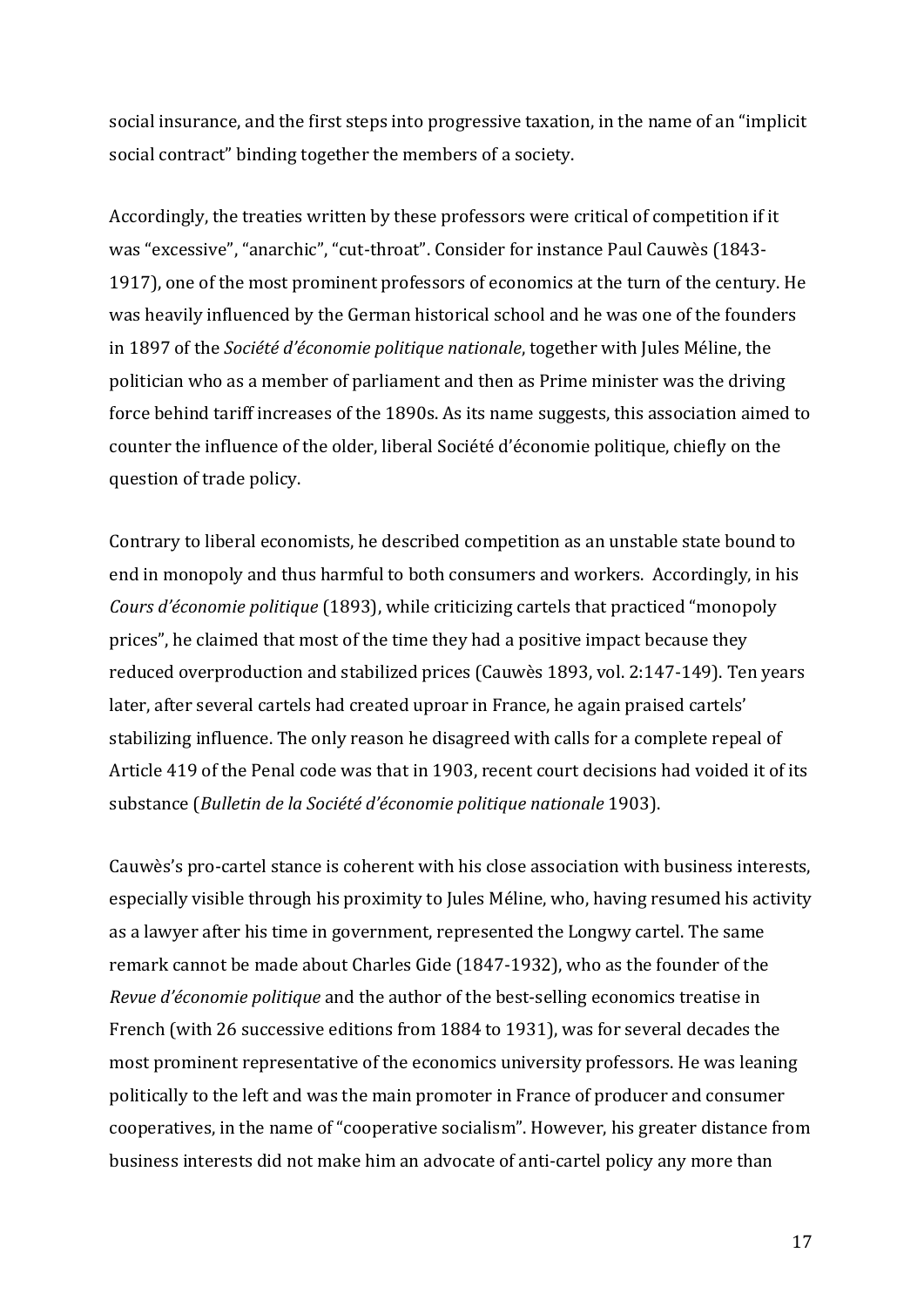social insurance, and the first steps into progressive taxation, in the name of an "implicit social contract" binding together the members of a society.

Accordingly, the treaties written by these professors were critical of competition if it was "excessive", "anarchic", "cut-throat". Consider for instance Paul Cauwès (1843-1917), one of the most prominent professors of economics at the turn of the century. He was heavily influenced by the German historical school and he was one of the founders in 1897 of the *Société d'économie politique nationale*, together with Jules Méline, the politician who as a member of parliament and then as Prime minister was the driving force behind tariff increases of the 1890s. As its name suggests, this association aimed to counter the influence of the older, liberal Société d'économie politique, chiefly on the question of trade policy.

Contrary to liberal economists, he described competition as an unstable state bound to end in monopoly and thus harmful to both consumers and workers. Accordingly, in his *Cours d'économie politique* (1893), while criticizing cartels that practiced "monopoly prices", he claimed that most of the time they had a positive impact because they reduced overproduction and stabilized prices (Cauwès 1893, vol. 2:147-149). Ten years later, after several cartels had created uproar in France, he again praised cartels' stabilizing influence. The only reason he disagreed with calls for a complete repeal of Article 419 of the Penal code was that in 1903, recent court decisions had voided it of its substance (*Bulletin de la Société d'économie politique nationale* 1903).

Cauwès's pro-cartel stance is coherent with his close association with business interests, especially visible through his proximity to Jules Méline, who, having resumed his activity as a lawyer after his time in government, represented the Longwy cartel. The same remark cannot be made about Charles Gide (1847-1932), who as the founder of the *Revue d'économie politique* and the author of the best-selling economics treatise in French (with 26 successive editions from 1884 to 1931), was for several decades the most prominent representative of the economics university professors. He was leaning politically to the left and was the main promoter in France of producer and consumer cooperatives, in the name of "cooperative socialism". However, his greater distance from business interests did not make him an advocate of anti-cartel policy any more than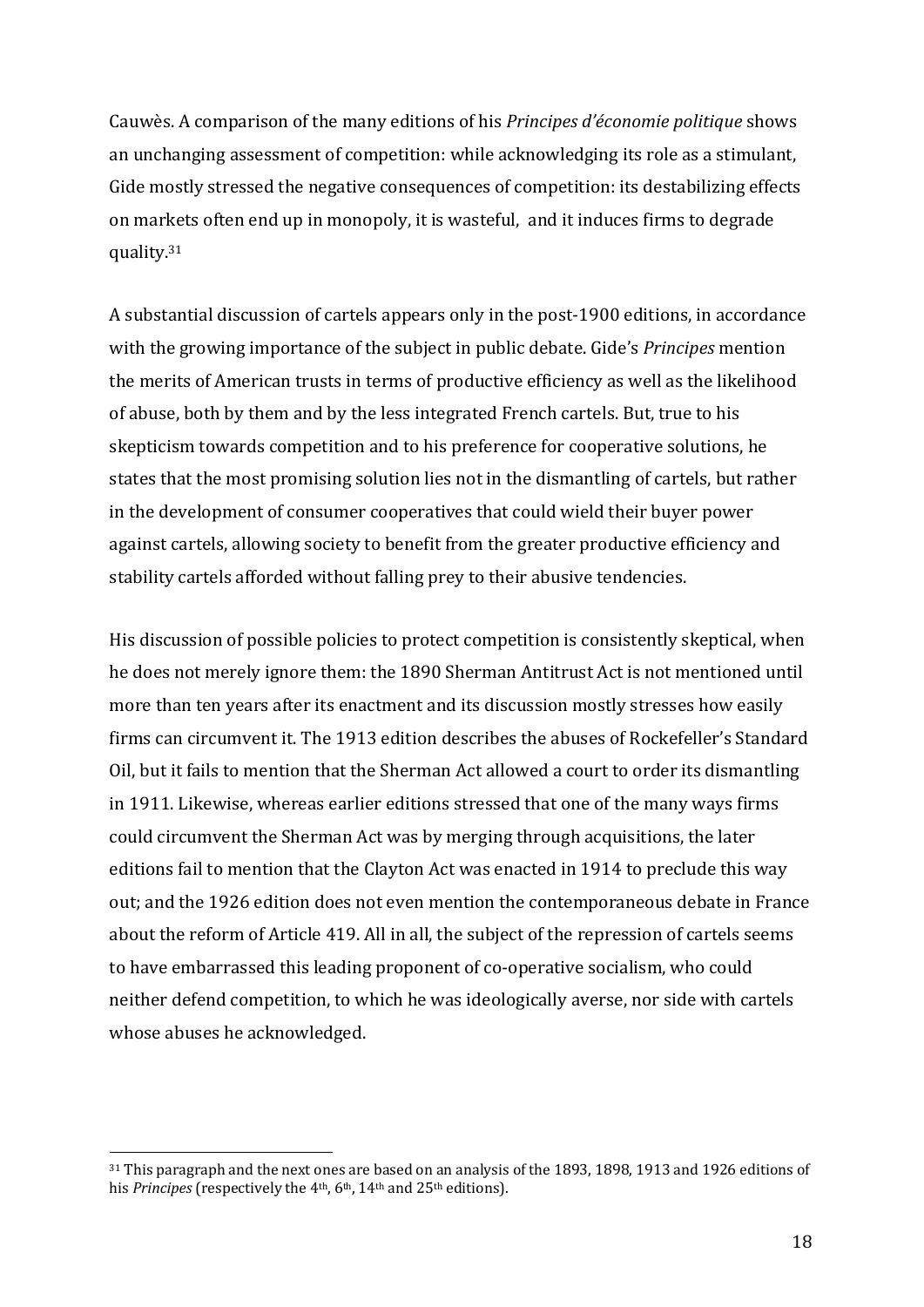Cauwès. A comparison of the many editions of his *Principes d'économie politique* shows an unchanging assessment of competition: while acknowledging its role as a stimulant, Gide mostly stressed the negative consequences of competition: its destabilizing effects on markets often end up in monopoly, it is wasteful, and it induces firms to degrade quality.[31]

A substantial discussion of cartels appears only in the post-1900 editions, in accordance with the growing importance of the subject in public debate. Gide's *Principes* mention the merits of American trusts in terms of productive efficiency as well as the likelihood of abuse, both by them and by the less integrated French cartels. But, true to his skepticism towards competition and to his preference for cooperative solutions, he states that the most promising solution lies not in the dismantling of cartels, but rather in the development of consumer cooperatives that could wield their buyer power against cartels, allowing society to benefit from the greater productive efficiency and stability cartels afforded without falling prey to their abusive tendencies.

His discussion of possible policies to protect competition is consistently skeptical, when he does not merely ignore them: the 1890 Sherman Antitrust Act is not mentioned until more than ten years after its enactment and its discussion mostly stresses how easily firms can circumvent it. The 1913 edition describes the abuses of Rockefeller's Standard Oil, but it fails to mention that the Sherman Act allowed a court to order its dismantling in 1911. Likewise, whereas earlier editions stressed that one of the many ways firms could circumvent the Sherman Act was by merging through acquisitions, the later editions fail to mention that the Clayton Act was enacted in 1914 to preclude this way out; and the 1926 edition does not even mention the contemporaneous debate in France about the reform of Article 419. All in all, the subject of the repression of cartels seems to have embarrassed this leading proponent of co-operative socialism, who could neither defend competition, to which he was ideologically averse, nor side with cartels whose abuses he acknowledged.

---

[31] This paragraph and the next ones are based on an analysis of the 1893, 1898, 1913 and 1926 editions of his *Principes* (respectively the 4th, 6th, 14th and 25th editions).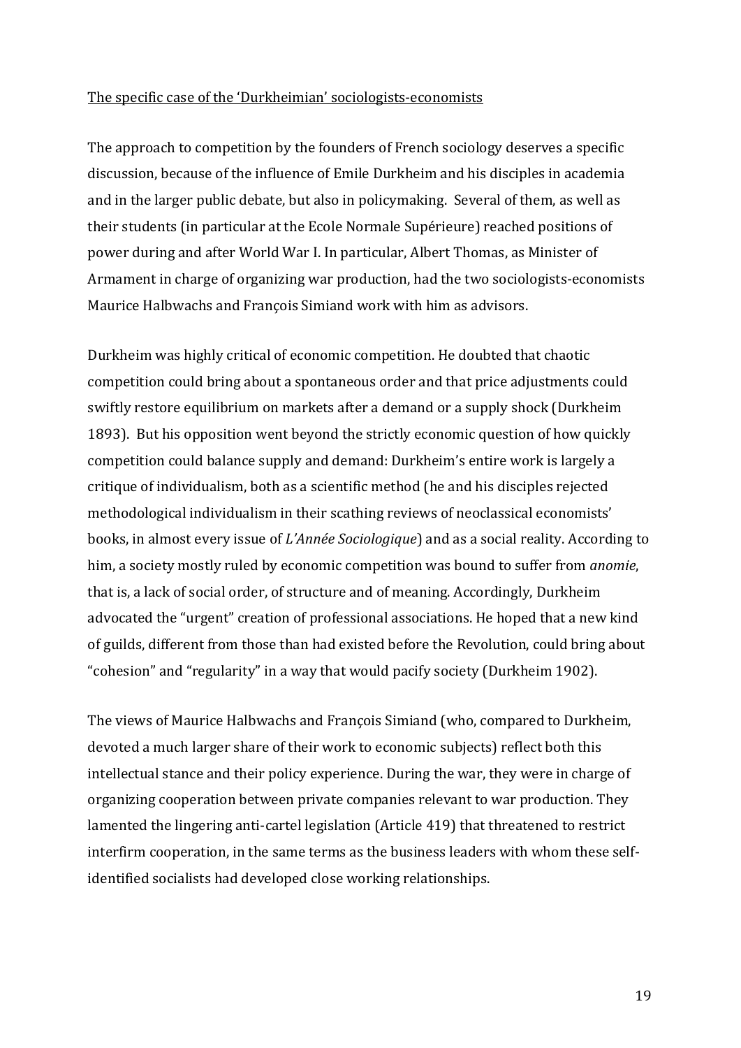<u>The specific case of the 'Durkheimian' sociologists-economists</u>

The approach to competition by the founders of French sociology deserves a specific discussion, because of the influence of Emile Durkheim and his disciples in academia and in the larger public debate, but also in policymaking. Several of them, as well as their students (in particular at the Ecole Normale Supérieure) reached positions of power during and after World War I. In particular, Albert Thomas, as Minister of Armament in charge of organizing war production, had the two sociologists-economists Maurice Halbwachs and François Simiand work with him as advisors.

Durkheim was highly critical of economic competition. He doubted that chaotic competition could bring about a spontaneous order and that price adjustments could swiftly restore equilibrium on markets after a demand or a supply shock (Durkheim 1893). But his opposition went beyond the strictly economic question of how quickly competition could balance supply and demand: Durkheim's entire work is largely a critique of individualism, both as a scientific method (he and his disciples rejected methodological individualism in their scathing reviews of neoclassical economists' books, in almost every issue of *L'Année Sociologique*) and as a social reality. According to him, a society mostly ruled by economic competition was bound to suffer from *anomie*, that is, a lack of social order, of structure and of meaning. Accordingly, Durkheim advocated the "urgent" creation of professional associations. He hoped that a new kind of guilds, different from those than had existed before the Revolution, could bring about "cohesion" and "regularity" in a way that would pacify society (Durkheim 1902).

The views of Maurice Halbwachs and François Simiand (who, compared to Durkheim, devoted a much larger share of their work to economic subjects) reflect both this intellectual stance and their policy experience. During the war, they were in charge of organizing cooperation between private companies relevant to war production. They lamented the lingering anti-cartel legislation (Article 419) that threatened to restrict interfirm cooperation, in the same terms as the business leaders with whom these self-identified socialists had developed close working relationships.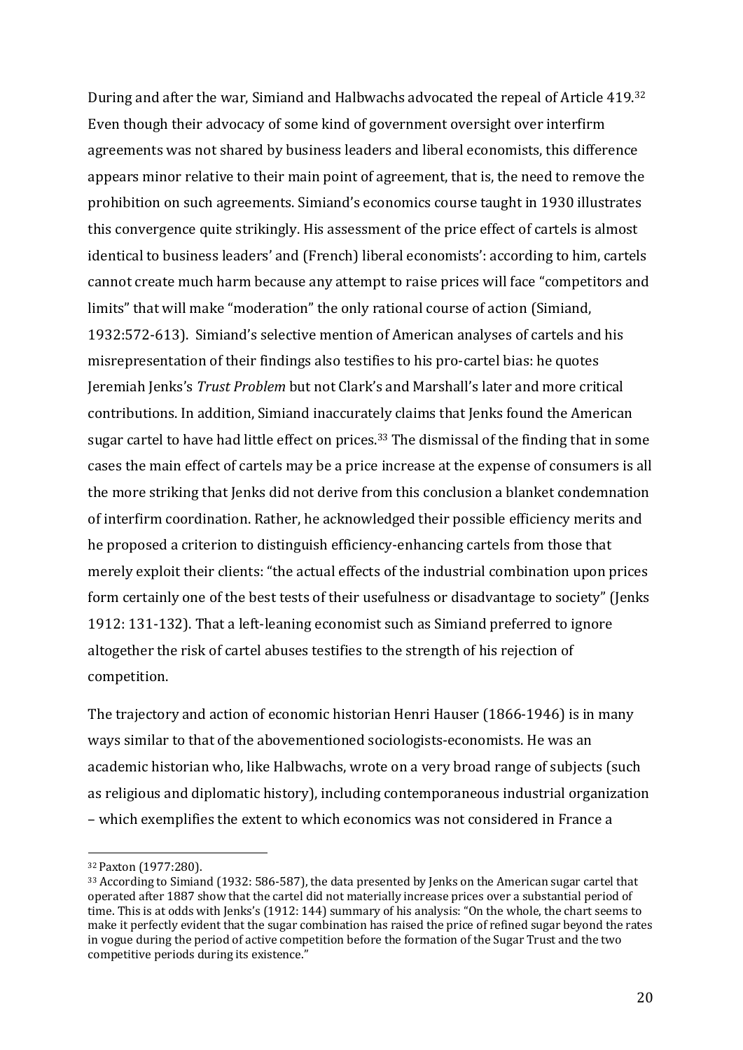During and after the war, Simiand and Halbwachs advocated the repeal of Article 419.[32] Even though their advocacy of some kind of government oversight over interfirm agreements was not shared by business leaders and liberal economists, this difference appears minor relative to their main point of agreement, that is, the need to remove the prohibition on such agreements. Simiand's economics course taught in 1930 illustrates this convergence quite strikingly. His assessment of the price effect of cartels is almost identical to business leaders' and (French) liberal economists': according to him, cartels cannot create much harm because any attempt to raise prices will face "competitors and limits" that will make "moderation" the only rational course of action (Simiand, 1932:572-613). Simiand's selective mention of American analyses of cartels and his misrepresentation of their findings also testifies to his pro-cartel bias: he quotes Jeremiah Jenks's *Trust Problem* but not Clark's and Marshall's later and more critical contributions. In addition, Simiand inaccurately claims that Jenks found the American sugar cartel to have had little effect on prices.[33] The dismissal of the finding that in some cases the main effect of cartels may be a price increase at the expense of consumers is all the more striking that Jenks did not derive from this conclusion a blanket condemnation of interfirm coordination. Rather, he acknowledged their possible efficiency merits and he proposed a criterion to distinguish efficiency-enhancing cartels from those that merely exploit their clients: "the actual effects of the industrial combination upon prices form certainly one of the best tests of their usefulness or disadvantage to society" (Jenks 1912: 131-132). That a left-leaning economist such as Simiand preferred to ignore altogether the risk of cartel abuses testifies to the strength of his rejection of competition.

The trajectory and action of economic historian Henri Hauser (1866-1946) is in many ways similar to that of the abovementioned sociologists-economists. He was an academic historian who, like Halbwachs, wrote on a very broad range of subjects (such as religious and diplomatic history), including contemporaneous industrial organization – which exemplifies the extent to which economics was not considered in France a

---

[32] Paxton (1977:280).

[33] According to Simiand (1932: 586-587), the data presented by Jenks on the American sugar cartel that operated after 1887 show that the cartel did not materially increase prices over a substantial period of time. This is at odds with Jenks's (1912: 144) summary of his analysis: "On the whole, the chart seems to make it perfectly evident that the sugar combination has raised the price of refined sugar beyond the rates in vogue during the period of active competition before the formation of the Sugar Trust and the two competitive periods during its existence."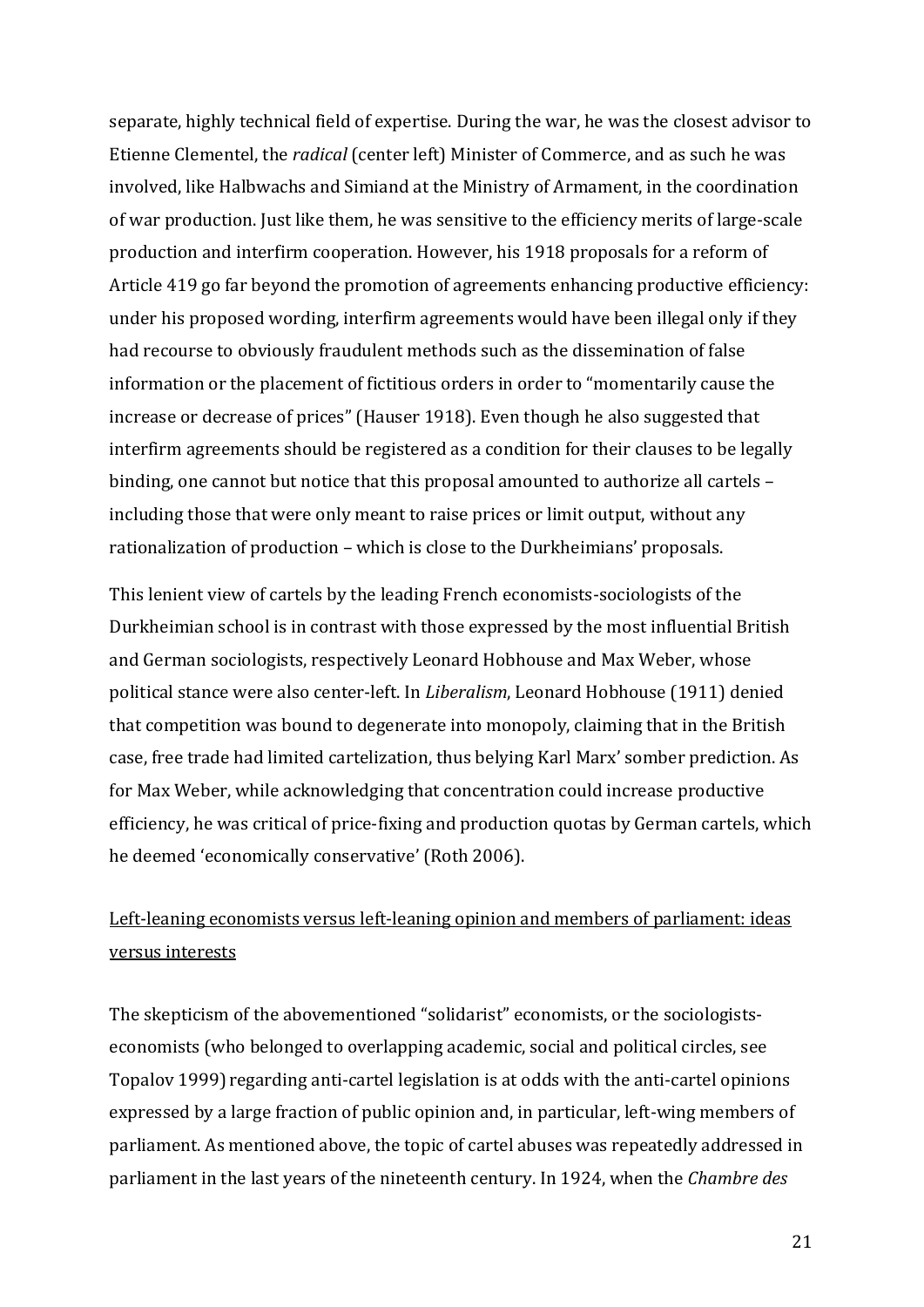separate, highly technical field of expertise. During the war, he was the closest advisor to Etienne Clementel, the *radical* (center left) Minister of Commerce, and as such he was involved, like Halbwachs and Simiand at the Ministry of Armament, in the coordination of war production. Just like them, he was sensitive to the efficiency merits of large-scale production and interfirm cooperation. However, his 1918 proposals for a reform of Article 419 go far beyond the promotion of agreements enhancing productive efficiency: under his proposed wording, interfirm agreements would have been illegal only if they had recourse to obviously fraudulent methods such as the dissemination of false information or the placement of fictitious orders in order to "momentarily cause the increase or decrease of prices" (Hauser 1918). Even though he also suggested that interfirm agreements should be registered as a condition for their clauses to be legally binding, one cannot but notice that this proposal amounted to authorize all cartels – including those that were only meant to raise prices or limit output, without any rationalization of production – which is close to the Durkheimians' proposals.

This lenient view of cartels by the leading French economists-sociologists of the Durkheimian school is in contrast with those expressed by the most influential British and German sociologists, respectively Leonard Hobhouse and Max Weber, whose political stance were also center-left. In *Liberalism*, Leonard Hobhouse (1911) denied that competition was bound to degenerate into monopoly, claiming that in the British case, free trade had limited cartelization, thus belying Karl Marx' somber prediction. As for Max Weber, while acknowledging that concentration could increase productive efficiency, he was critical of price-fixing and production quotas by German cartels, which he deemed 'economically conservative' (Roth 2006).

<u>Left-leaning economists versus left-leaning opinion and members of parliament: ideas versus interests</u>

The skepticism of the abovementioned "solidarist" economists, or the sociologists-economists (who belonged to overlapping academic, social and political circles, see Topalov 1999) regarding anti-cartel legislation is at odds with the anti-cartel opinions expressed by a large fraction of public opinion and, in particular, left-wing members of parliament. As mentioned above, the topic of cartel abuses was repeatedly addressed in parliament in the last years of the nineteenth century. In 1924, when the *Chambre des*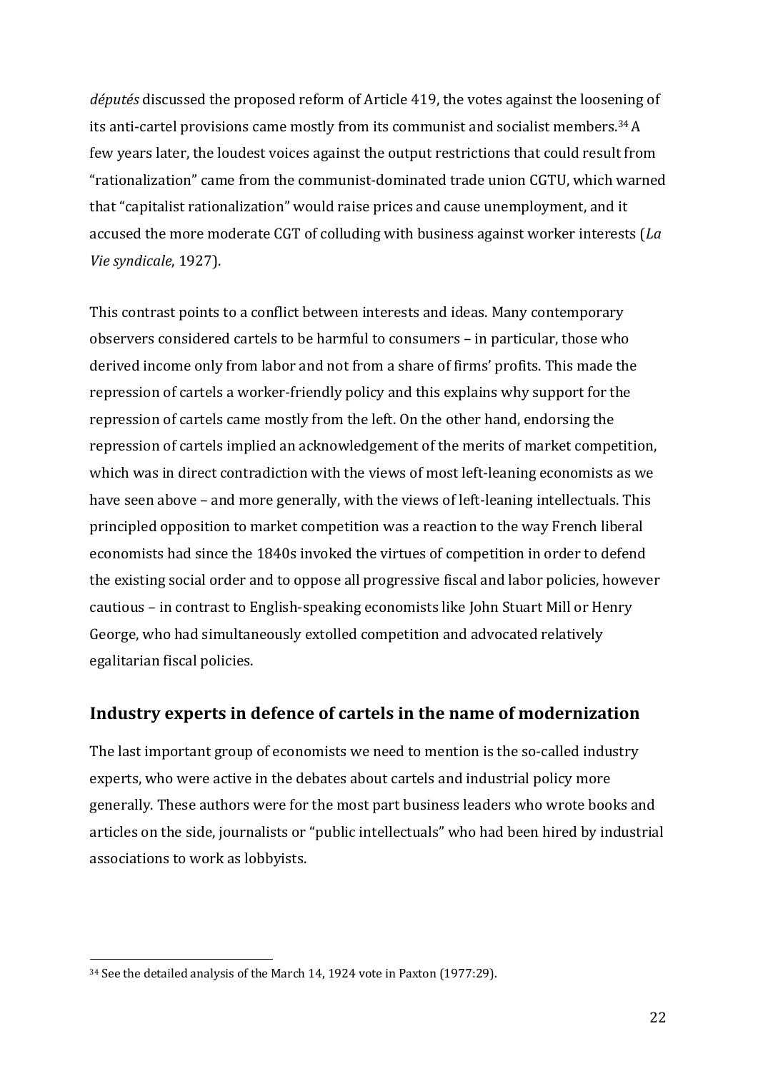*députés* discussed the proposed reform of Article 419, the votes against the loosening of its anti-cartel provisions came mostly from its communist and socialist members.[34] A few years later, the loudest voices against the output restrictions that could result from "rationalization" came from the communist-dominated trade union CGTU, which warned that "capitalist rationalization" would raise prices and cause unemployment, and it accused the more moderate CGT of colluding with business against worker interests (*La Vie syndicale*, 1927).

This contrast points to a conflict between interests and ideas. Many contemporary observers considered cartels to be harmful to consumers – in particular, those who derived income only from labor and not from a share of firms' profits. This made the repression of cartels a worker-friendly policy and this explains why support for the repression of cartels came mostly from the left. On the other hand, endorsing the repression of cartels implied an acknowledgement of the merits of market competition, which was in direct contradiction with the views of most left-leaning economists as we have seen above – and more generally, with the views of left-leaning intellectuals. This principled opposition to market competition was a reaction to the way French liberal economists had since the 1840s invoked the virtues of competition in order to defend the existing social order and to oppose all progressive fiscal and labor policies, however cautious – in contrast to English-speaking economists like John Stuart Mill or Henry George, who had simultaneously extolled competition and advocated relatively egalitarian fiscal policies.

## Industry experts in defence of cartels in the name of modernization

The last important group of economists we need to mention is the so-called industry experts, who were active in the debates about cartels and industrial policy more generally. These authors were for the most part business leaders who wrote books and articles on the side, journalists or "public intellectuals" who had been hired by industrial associations to work as lobbyists.

[34] See the detailed analysis of the March 14, 1924 vote in Paxton (1977:29).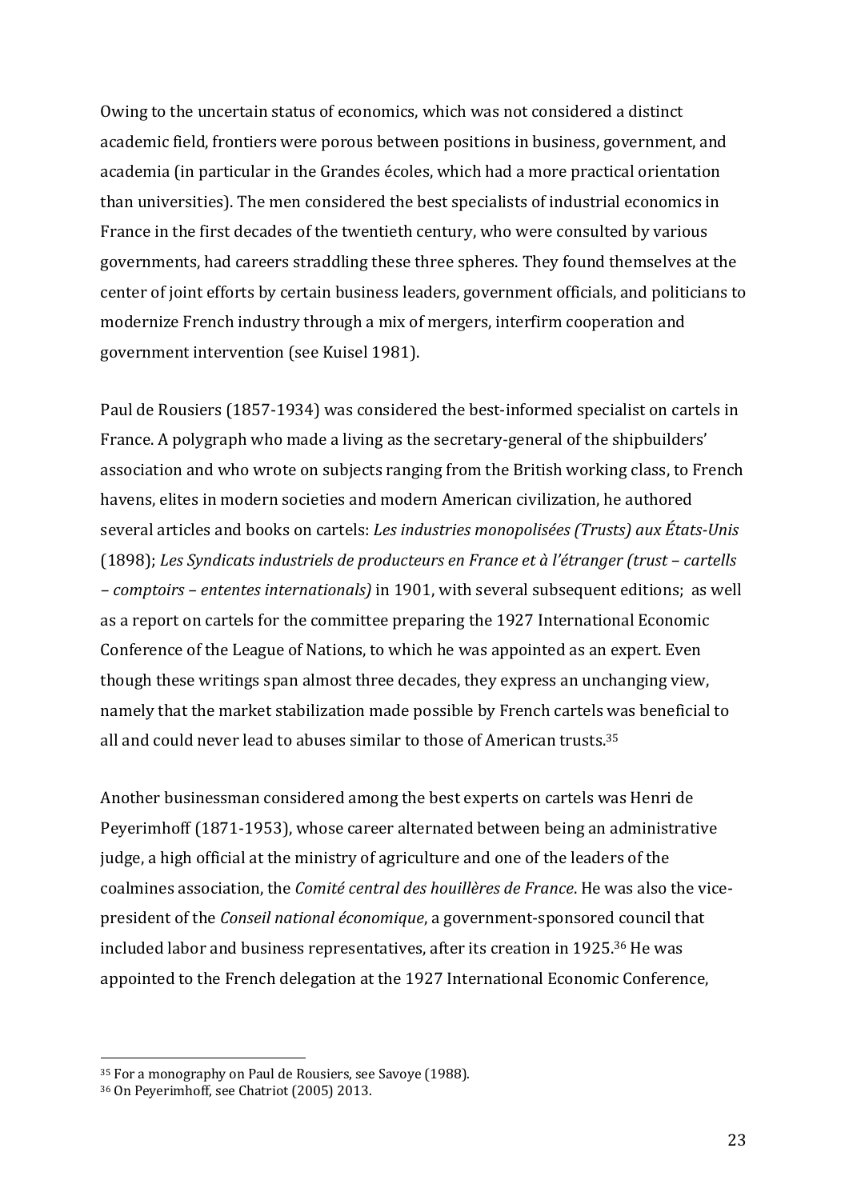Owing to the uncertain status of economics, which was not considered a distinct academic field, frontiers were porous between positions in business, government, and academia (in particular in the Grandes écoles, which had a more practical orientation than universities). The men considered the best specialists of industrial economics in France in the first decades of the twentieth century, who were consulted by various governments, had careers straddling these three spheres. They found themselves at the center of joint efforts by certain business leaders, government officials, and politicians to modernize French industry through a mix of mergers, interfirm cooperation and government intervention (see Kuisel 1981).

Paul de Rousiers (1857-1934) was considered the best-informed specialist on cartels in France. A polygraph who made a living as the secretary-general of the shipbuilders' association and who wrote on subjects ranging from the British working class, to French havens, elites in modern societies and modern American civilization, he authored several articles and books on cartels: *Les industries monopolisées (Trusts) aux États-Unis* (1898); *Les Syndicats industriels de producteurs en France et à l'étranger (trust – cartells – comptoirs – ententes internationals)* in 1901, with several subsequent editions; as well as a report on cartels for the committee preparing the 1927 International Economic Conference of the League of Nations, to which he was appointed as an expert. Even though these writings span almost three decades, they express an unchanging view, namely that the market stabilization made possible by French cartels was beneficial to all and could never lead to abuses similar to those of American trusts.[35]

Another businessman considered among the best experts on cartels was Henri de Peyerimhoff (1871-1953), whose career alternated between being an administrative judge, a high official at the ministry of agriculture and one of the leaders of the coalmines association, the *Comité central des houillères de France*. He was also the vice-president of the *Conseil national économique*, a government-sponsored council that included labor and business representatives, after its creation in 1925.[36] He was appointed to the French delegation at the 1927 International Economic Conference,

[35] For a monography on Paul de Rousiers, see Savoye (1988).

[36] On Peyerimhoff, see Chatriot (2005) 2013.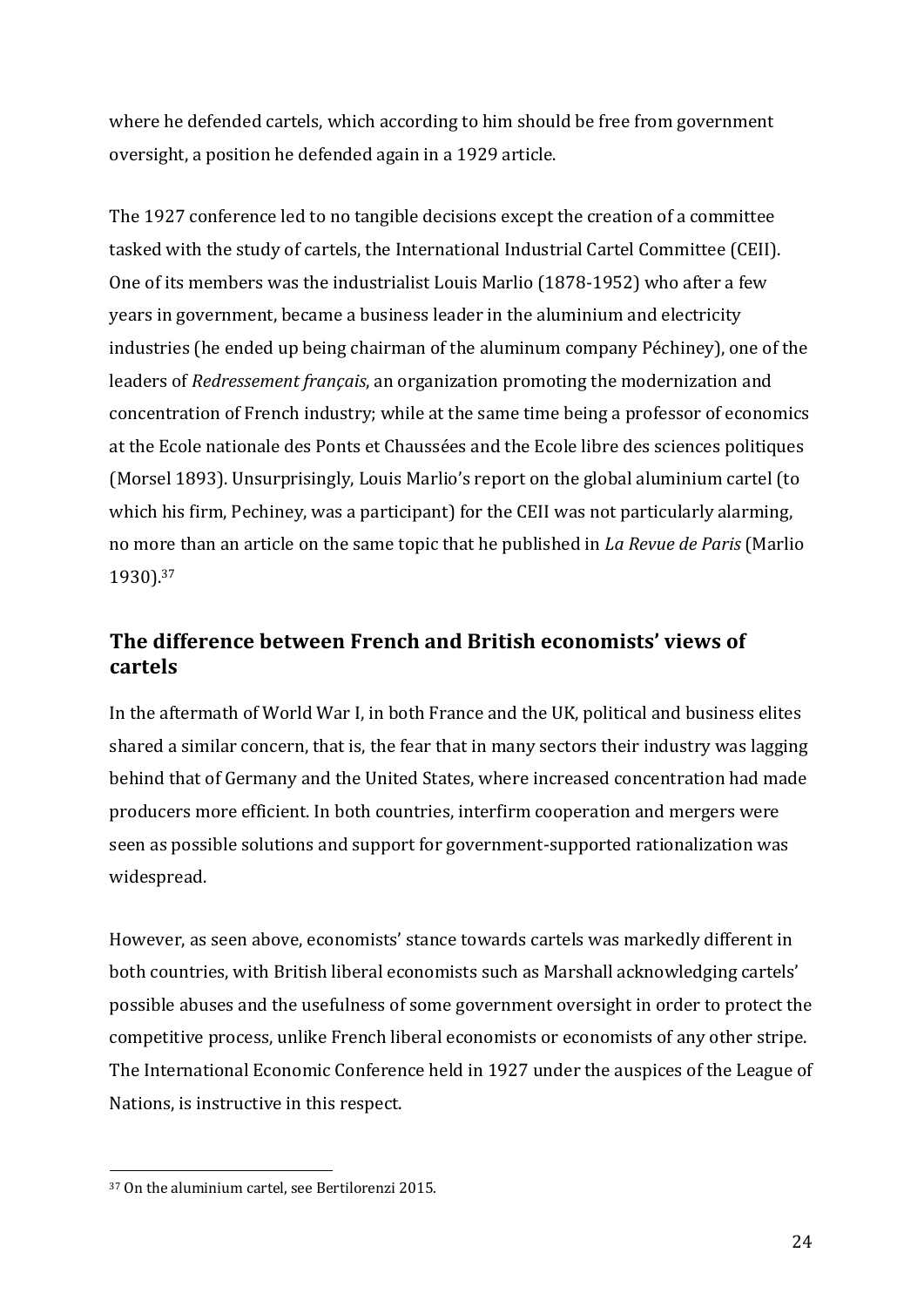where he defended cartels, which according to him should be free from government oversight, a position he defended again in a 1929 article.

The 1927 conference led to no tangible decisions except the creation of a committee tasked with the study of cartels, the International Industrial Cartel Committee (CEII). One of its members was the industrialist Louis Marlio (1878-1952) who after a few years in government, became a business leader in the aluminium and electricity industries (he ended up being chairman of the aluminum company Péchiney), one of the leaders of *Redressement français*, an organization promoting the modernization and concentration of French industry; while at the same time being a professor of economics at the Ecole nationale des Ponts et Chaussées and the Ecole libre des sciences politiques (Morsel 1893). Unsurprisingly, Louis Marlio's report on the global aluminium cartel (to which his firm, Pechiney, was a participant) for the CEII was not particularly alarming, no more than an article on the same topic that he published in *La Revue de Paris* (Marlio 1930).[37]

## The difference between French and British economists' views of cartels

In the aftermath of World War I, in both France and the UK, political and business elites shared a similar concern, that is, the fear that in many sectors their industry was lagging behind that of Germany and the United States, where increased concentration had made producers more efficient. In both countries, interfirm cooperation and mergers were seen as possible solutions and support for government-supported rationalization was widespread.

However, as seen above, economists' stance towards cartels was markedly different in both countries, with British liberal economists such as Marshall acknowledging cartels' possible abuses and the usefulness of some government oversight in order to protect the competitive process, unlike French liberal economists or economists of any other stripe. The International Economic Conference held in 1927 under the auspices of the League of Nations, is instructive in this respect.

[37] On the aluminium cartel, see Bertilorenzi 2015.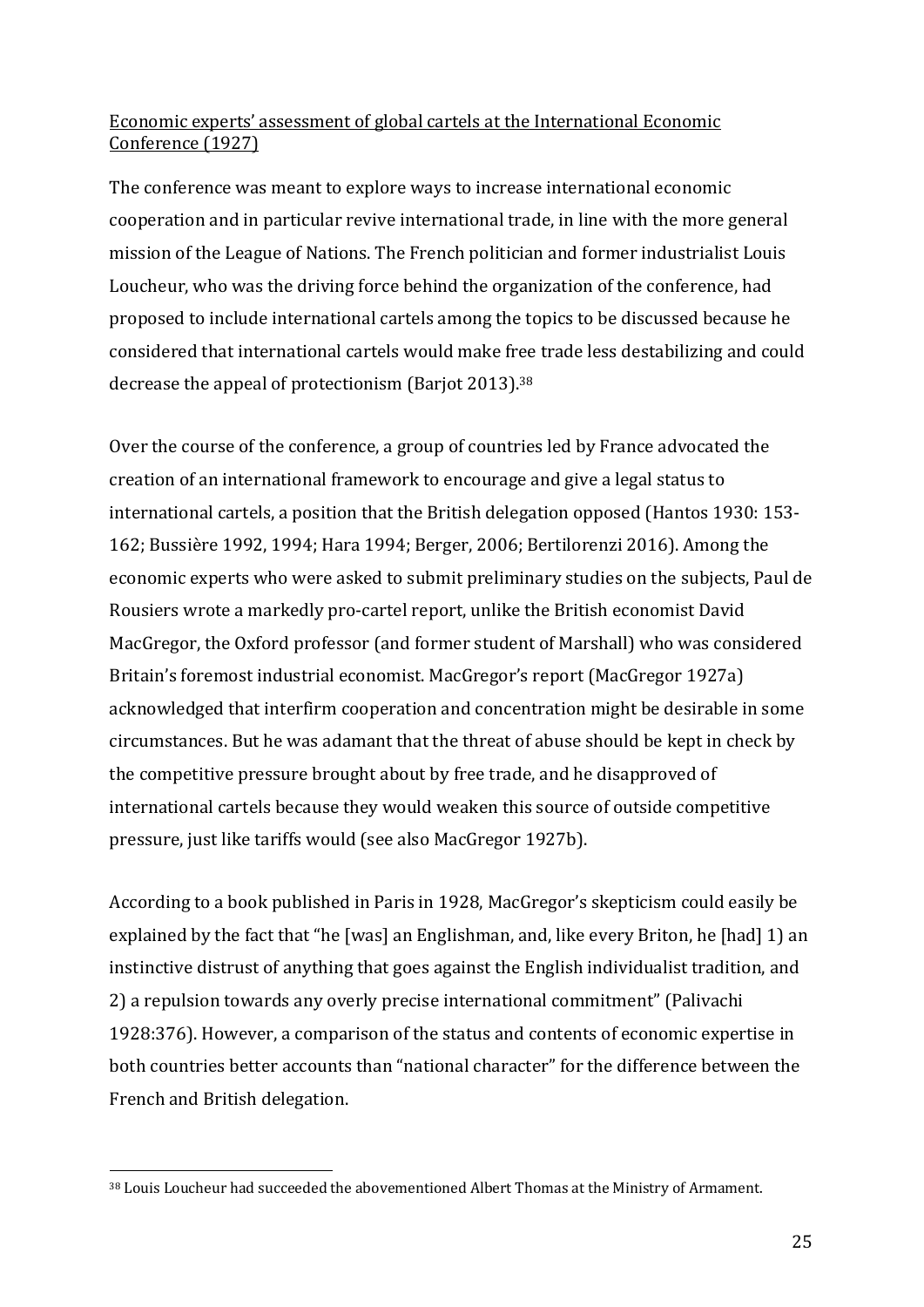Economic experts' assessment of global cartels at the International Economic Conference (1927)

The conference was meant to explore ways to increase international economic cooperation and in particular revive international trade, in line with the more general mission of the League of Nations. The French politician and former industrialist Louis Loucheur, who was the driving force behind the organization of the conference, had proposed to include international cartels among the topics to be discussed because he considered that international cartels would make free trade less destabilizing and could decrease the appeal of protectionism (Barjot 2013).[38]

Over the course of the conference, a group of countries led by France advocated the creation of an international framework to encourage and give a legal status to international cartels, a position that the British delegation opposed (Hantos 1930: 153-162; Bussière 1992, 1994; Hara 1994; Berger, 2006; Bertilorenzi 2016). Among the economic experts who were asked to submit preliminary studies on the subjects, Paul de Rousiers wrote a markedly pro-cartel report, unlike the British economist David MacGregor, the Oxford professor (and former student of Marshall) who was considered Britain's foremost industrial economist. MacGregor's report (MacGregor 1927a) acknowledged that interfirm cooperation and concentration might be desirable in some circumstances. But he was adamant that the threat of abuse should be kept in check by the competitive pressure brought about by free trade, and he disapproved of international cartels because they would weaken this source of outside competitive pressure, just like tariffs would (see also MacGregor 1927b).

According to a book published in Paris in 1928, MacGregor's skepticism could easily be explained by the fact that "he [was] an Englishman, and, like every Briton, he [had] 1) an instinctive distrust of anything that goes against the English individualist tradition, and 2) a repulsion towards any overly precise international commitment" (Palivachi 1928:376). However, a comparison of the status and contents of economic expertise in both countries better accounts than "national character" for the difference between the French and British delegation.

[38] Louis Loucheur had succeeded the abovementioned Albert Thomas at the Ministry of Armament.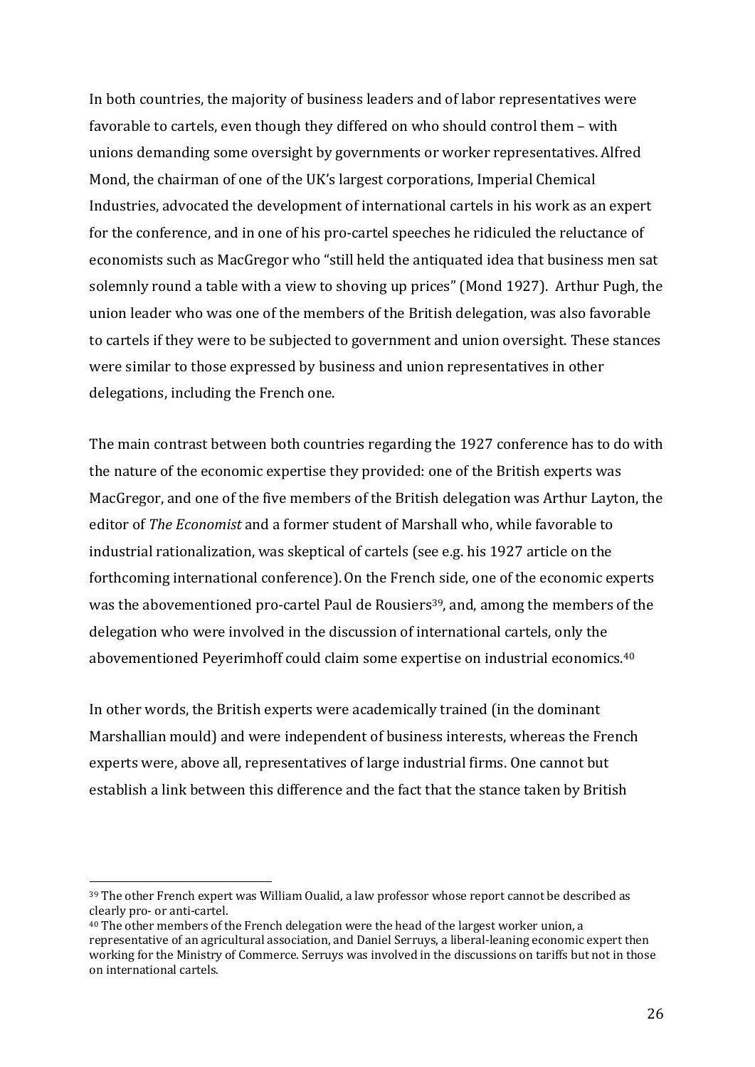In both countries, the majority of business leaders and of labor representatives were favorable to cartels, even though they differed on who should control them – with unions demanding some oversight by governments or worker representatives. Alfred Mond, the chairman of one of the UK's largest corporations, Imperial Chemical Industries, advocated the development of international cartels in his work as an expert for the conference, and in one of his pro-cartel speeches he ridiculed the reluctance of economists such as MacGregor who "still held the antiquated idea that business men sat solemnly round a table with a view to shoving up prices" (Mond 1927). Arthur Pugh, the union leader who was one of the members of the British delegation, was also favorable to cartels if they were to be subjected to government and union oversight. These stances were similar to those expressed by business and union representatives in other delegations, including the French one.

The main contrast between both countries regarding the 1927 conference has to do with the nature of the economic expertise they provided: one of the British experts was MacGregor, and one of the five members of the British delegation was Arthur Layton, the editor of *The Economist* and a former student of Marshall who, while favorable to industrial rationalization, was skeptical of cartels (see e.g. his 1927 article on the forthcoming international conference). On the French side, one of the economic experts was the abovementioned pro-cartel Paul de Rousiers[39], and, among the members of the delegation who were involved in the discussion of international cartels, only the abovementioned Peyerimhoff could claim some expertise on industrial economics.[40]

In other words, the British experts were academically trained (in the dominant Marshallian mould) and were independent of business interests, whereas the French experts were, above all, representatives of large industrial firms. One cannot but establish a link between this difference and the fact that the stance taken by British

[39] The other French expert was William Oualid, a law professor whose report cannot be described as clearly pro- or anti-cartel.

[40] The other members of the French delegation were the head of the largest worker union, a representative of an agricultural association, and Daniel Serruys, a liberal-leaning economic expert then working for the Ministry of Commerce. Serruys was involved in the discussions on tariffs but not in those on international cartels.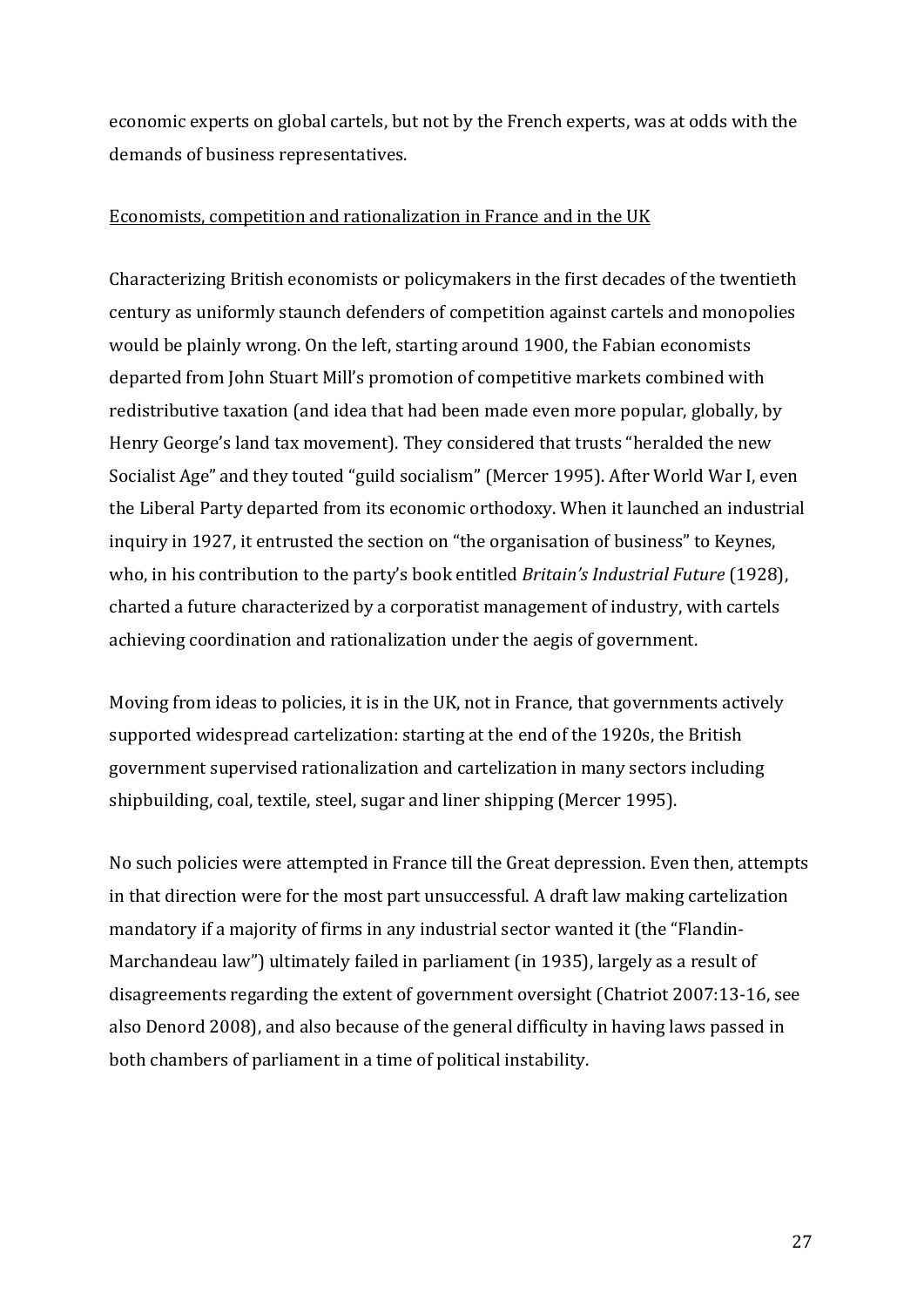economic experts on global cartels, but not by the French experts, was at odds with the demands of business representatives.

Economists, competition and rationalization in France and in the UK

Characterizing British economists or policymakers in the first decades of the twentieth century as uniformly staunch defenders of competition against cartels and monopolies would be plainly wrong. On the left, starting around 1900, the Fabian economists departed from John Stuart Mill's promotion of competitive markets combined with redistributive taxation (and idea that had been made even more popular, globally, by Henry George's land tax movement). They considered that trusts "heralded the new Socialist Age" and they touted "guild socialism" (Mercer 1995). After World War I, even the Liberal Party departed from its economic orthodoxy. When it launched an industrial inquiry in 1927, it entrusted the section on "the organisation of business" to Keynes, who, in his contribution to the party's book entitled *Britain's Industrial Future* (1928), charted a future characterized by a corporatist management of industry, with cartels achieving coordination and rationalization under the aegis of government.

Moving from ideas to policies, it is in the UK, not in France, that governments actively supported widespread cartelization: starting at the end of the 1920s, the British government supervised rationalization and cartelization in many sectors including shipbuilding, coal, textile, steel, sugar and liner shipping (Mercer 1995).

No such policies were attempted in France till the Great depression. Even then, attempts in that direction were for the most part unsuccessful. A draft law making cartelization mandatory if a majority of firms in any industrial sector wanted it (the "Flandin-Marchandeau law") ultimately failed in parliament (in 1935), largely as a result of disagreements regarding the extent of government oversight (Chatriot 2007:13-16, see also Denord 2008), and also because of the general difficulty in having laws passed in both chambers of parliament in a time of political instability.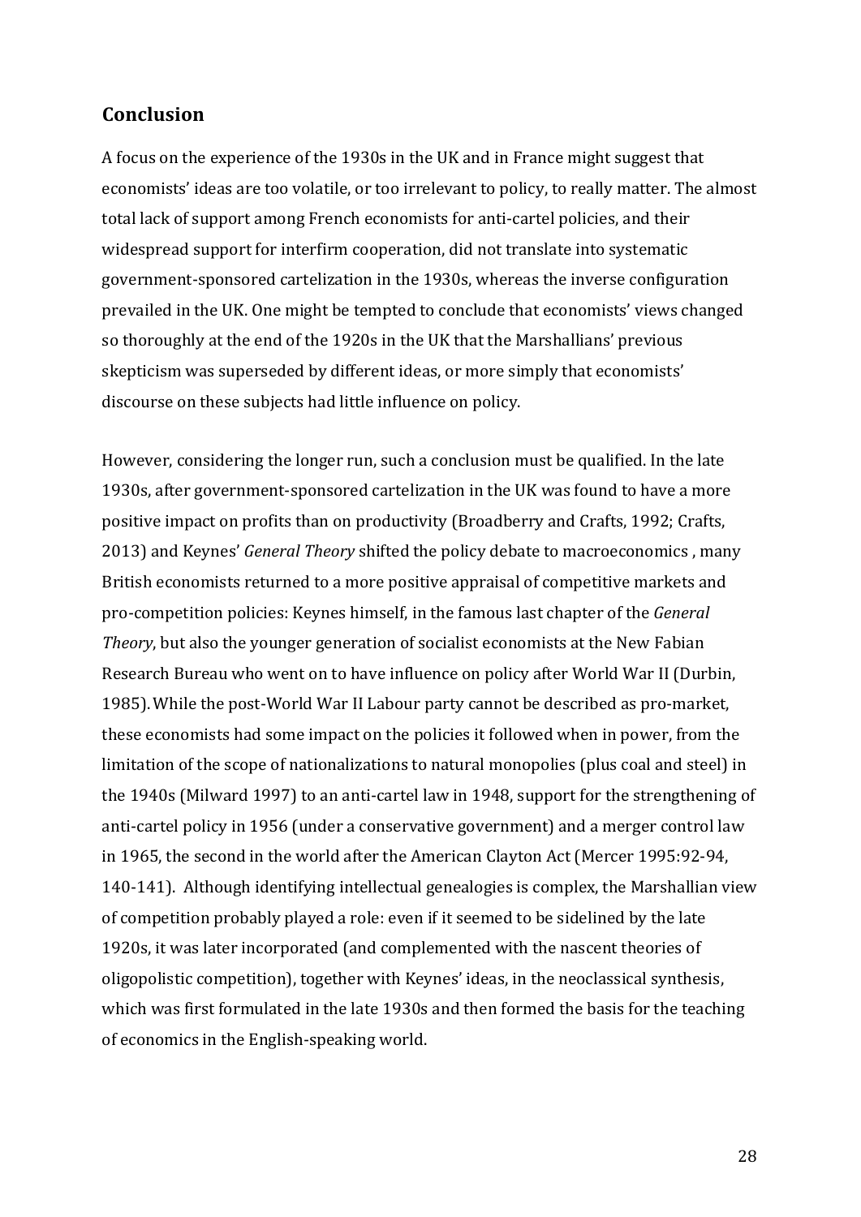## Conclusion

A focus on the experience of the 1930s in the UK and in France might suggest that economists' ideas are too volatile, or too irrelevant to policy, to really matter. The almost total lack of support among French economists for anti-cartel policies, and their widespread support for interfirm cooperation, did not translate into systematic government-sponsored cartelization in the 1930s, whereas the inverse configuration prevailed in the UK. One might be tempted to conclude that economists' views changed so thoroughly at the end of the 1920s in the UK that the Marshallians' previous skepticism was superseded by different ideas, or more simply that economists' discourse on these subjects had little influence on policy.

However, considering the longer run, such a conclusion must be qualified. In the late 1930s, after government-sponsored cartelization in the UK was found to have a more positive impact on profits than on productivity (Broadberry and Crafts, 1992; Crafts, 2013) and Keynes' *General Theory* shifted the policy debate to macroeconomics , many British economists returned to a more positive appraisal of competitive markets and pro-competition policies: Keynes himself, in the famous last chapter of the *General Theory*, but also the younger generation of socialist economists at the New Fabian Research Bureau who went on to have influence on policy after World War II (Durbin, 1985). While the post-World War II Labour party cannot be described as pro-market, these economists had some impact on the policies it followed when in power, from the limitation of the scope of nationalizations to natural monopolies (plus coal and steel) in the 1940s (Milward 1997) to an anti-cartel law in 1948, support for the strengthening of anti-cartel policy in 1956 (under a conservative government) and a merger control law in 1965, the second in the world after the American Clayton Act (Mercer 1995:92-94, 140-141). Although identifying intellectual genealogies is complex, the Marshallian view of competition probably played a role: even if it seemed to be sidelined by the late 1920s, it was later incorporated (and complemented with the nascent theories of oligopolistic competition), together with Keynes' ideas, in the neoclassical synthesis, which was first formulated in the late 1930s and then formed the basis for the teaching of economics in the English-speaking world.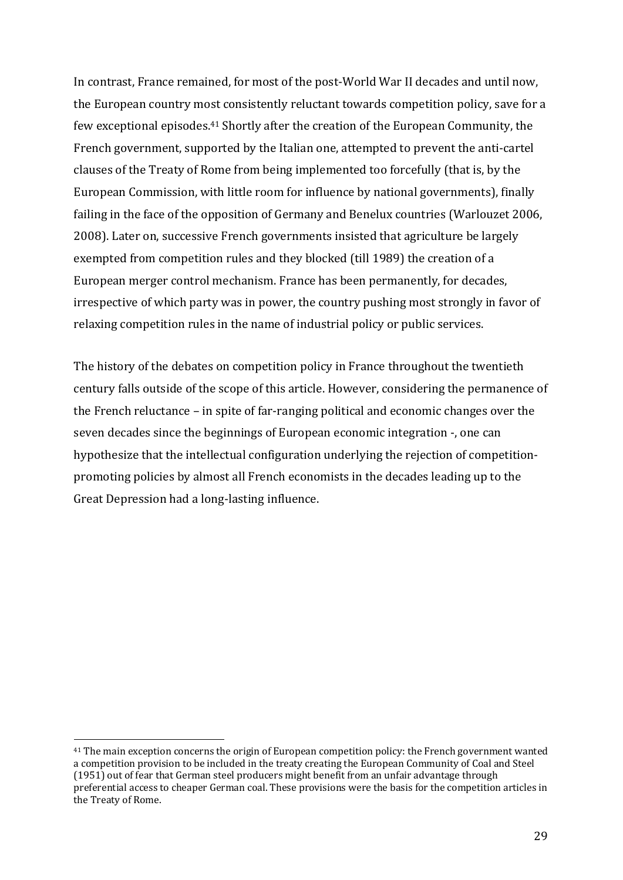In contrast, France remained, for most of the post-World War II decades and until now, the European country most consistently reluctant towards competition policy, save for a few exceptional episodes.[41] Shortly after the creation of the European Community, the French government, supported by the Italian one, attempted to prevent the anti-cartel clauses of the Treaty of Rome from being implemented too forcefully (that is, by the European Commission, with little room for influence by national governments), finally failing in the face of the opposition of Germany and Benelux countries (Warlouzet 2006, 2008). Later on, successive French governments insisted that agriculture be largely exempted from competition rules and they blocked (till 1989) the creation of a European merger control mechanism. France has been permanently, for decades, irrespective of which party was in power, the country pushing most strongly in favor of relaxing competition rules in the name of industrial policy or public services.

The history of the debates on competition policy in France throughout the twentieth century falls outside of the scope of this article. However, considering the permanence of the French reluctance – in spite of far-ranging political and economic changes over the seven decades since the beginnings of European economic integration -, one can hypothesize that the intellectual configuration underlying the rejection of competition-promoting policies by almost all French economists in the decades leading up to the Great Depression had a long-lasting influence.

[41] The main exception concerns the origin of European competition policy: the French government wanted a competition provision to be included in the treaty creating the European Community of Coal and Steel (1951) out of fear that German steel producers might benefit from an unfair advantage through preferential access to cheaper German coal. These provisions were the basis for the competition articles in the Treaty of Rome.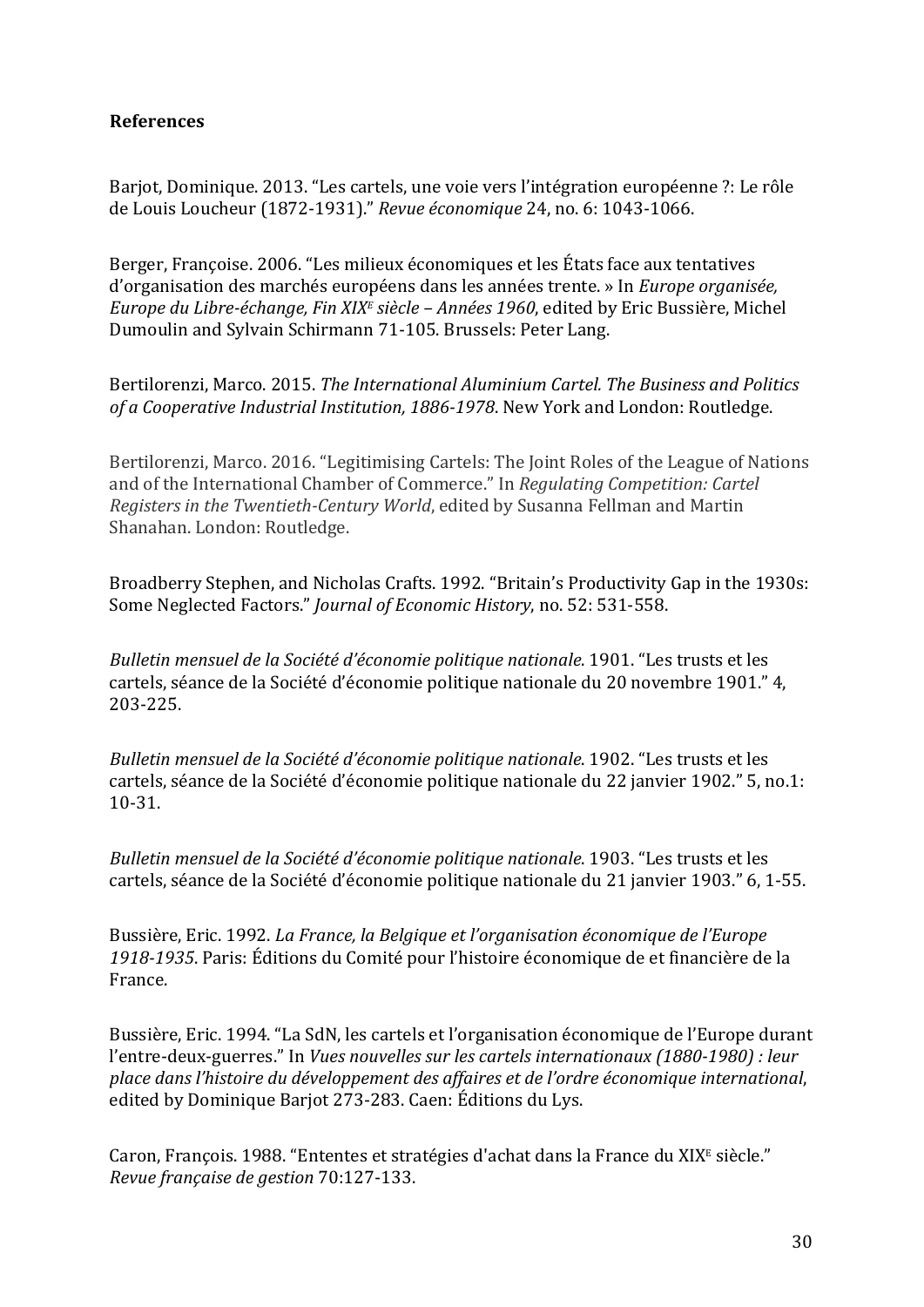**References**

Barjot, Dominique. 2013. "Les cartels, une voie vers l'intégration européenne ?: Le rôle de Louis Loucheur (1872-1931)." *Revue économique* 24, no. 6: 1043-1066.

Berger, Françoise. 2006. "Les milieux économiques et les États face aux tentatives d'organisation des marchés européens dans les années trente. » In *Europe organisée, Europe du Libre-échange, Fin XIX^E siècle – Années 1960*, edited by Eric Bussière, Michel Dumoulin and Sylvain Schirmann 71-105. Brussels: Peter Lang.

Bertilorenzi, Marco. 2015. *The International Aluminium Cartel. The Business and Politics of a Cooperative Industrial Institution, 1886-1978*. New York and London: Routledge.

Bertilorenzi, Marco. 2016. "Legitimising Cartels: The Joint Roles of the League of Nations and of the International Chamber of Commerce." In *Regulating Competition: Cartel Registers in the Twentieth-Century World*, edited by Susanna Fellman and Martin Shanahan. London: Routledge.

Broadberry Stephen, and Nicholas Crafts. 1992. "Britain's Productivity Gap in the 1930s: Some Neglected Factors." *Journal of Economic History*, no. 52: 531-558.

*Bulletin mensuel de la Société d'économie politique nationale*. 1901. "Les trusts et les cartels, séance de la Société d'économie politique nationale du 20 novembre 1901." 4, 203-225.

*Bulletin mensuel de la Société d'économie politique nationale*. 1902. "Les trusts et les cartels, séance de la Société d'économie politique nationale du 22 janvier 1902." 5, no.1: 10-31.

*Bulletin mensuel de la Société d'économie politique nationale*. 1903. "Les trusts et les cartels, séance de la Société d'économie politique nationale du 21 janvier 1903." 6, 1-55.

Bussière, Eric. 1992. *La France, la Belgique et l'organisation économique de l'Europe 1918-1935*. Paris: Éditions du Comité pour l'histoire économique de et financière de la France.

Bussière, Eric. 1994. "La SdN, les cartels et l'organisation économique de l'Europe durant l'entre-deux-guerres." In *Vues nouvelles sur les cartels internationaux (1880-1980) : leur place dans l'histoire du développement des affaires et de l'ordre économique international*, edited by Dominique Barjot 273-283. Caen: Éditions du Lys.

Caron, François. 1988. "Ententes et stratégies d'achat dans la France du XIX^E siècle." *Revue française de gestion* 70:127-133.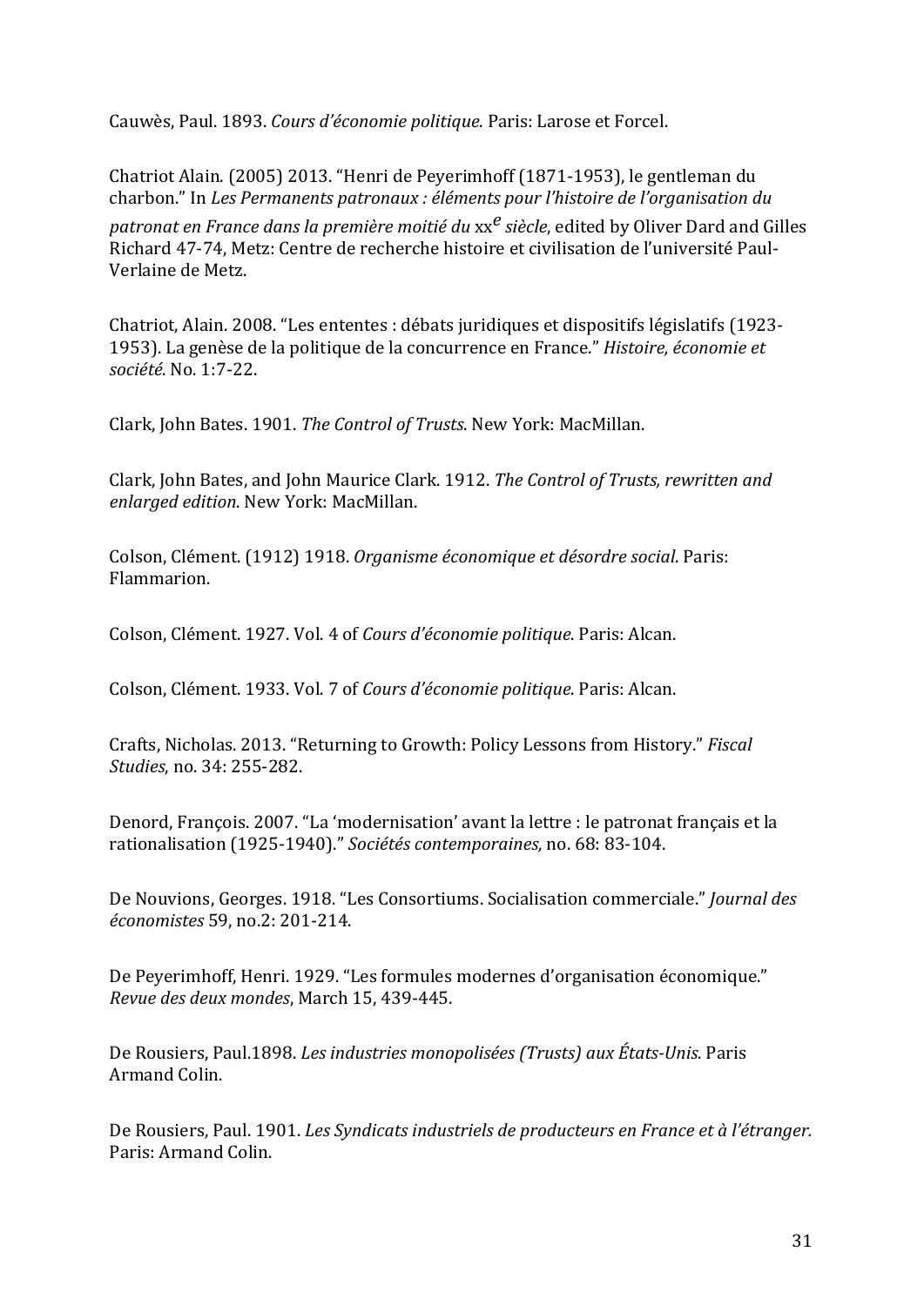Cauwès, Paul. 1893. *Cours d'économie politique*. Paris: Larose et Forcel.

Chatriot Alain. (2005) 2013. "Henri de Peyerimhoff (1871-1953), le gentleman du charbon." In *Les Permanents patronaux : éléments pour l'histoire de l'organisation du patronat en France dans la première moitié du* xx*e siècle*, edited by Oliver Dard and Gilles Richard 47-74, Metz: Centre de recherche histoire et civilisation de l'université Paul-Verlaine de Metz.

Chatriot, Alain. 2008. "Les ententes : débats juridiques et dispositifs législatifs (1923-1953). La genèse de la politique de la concurrence en France." *Histoire, économie et société*. No. 1:7-22.

Clark, John Bates. 1901. *The Control of Trusts*. New York: MacMillan.

Clark, John Bates, and John Maurice Clark. 1912. *The Control of Trusts, rewritten and enlarged edition*. New York: MacMillan.

Colson, Clément. (1912) 1918. *Organisme économique et désordre social*. Paris: Flammarion.

Colson, Clément. 1927. Vol. 4 of *Cours d'économie politique*. Paris: Alcan.

Colson, Clément. 1933. Vol. 7 of *Cours d'économie politique*. Paris: Alcan.

Crafts, Nicholas. 2013. "Returning to Growth: Policy Lessons from History." *Fiscal Studies*, no. 34: 255-282.

Denord, François. 2007. "La 'modernisation' avant la lettre : le patronat français et la rationalisation (1925-1940)." *Sociétés contemporaines,* no. 68: 83-104.

De Nouvions, Georges. 1918. "Les Consortiums. Socialisation commerciale." *Journal des économistes* 59, no.2: 201-214.

De Peyerimhoff, Henri. 1929. "Les formules modernes d'organisation économique." *Revue des deux mondes*, March 15, 439-445.

De Rousiers, Paul.1898. *Les industries monopolisées (Trusts) aux États-Unis*. Paris Armand Colin.

De Rousiers, Paul. 1901. *Les Syndicats industriels de producteurs en France et à l'étranger.* Paris: Armand Colin.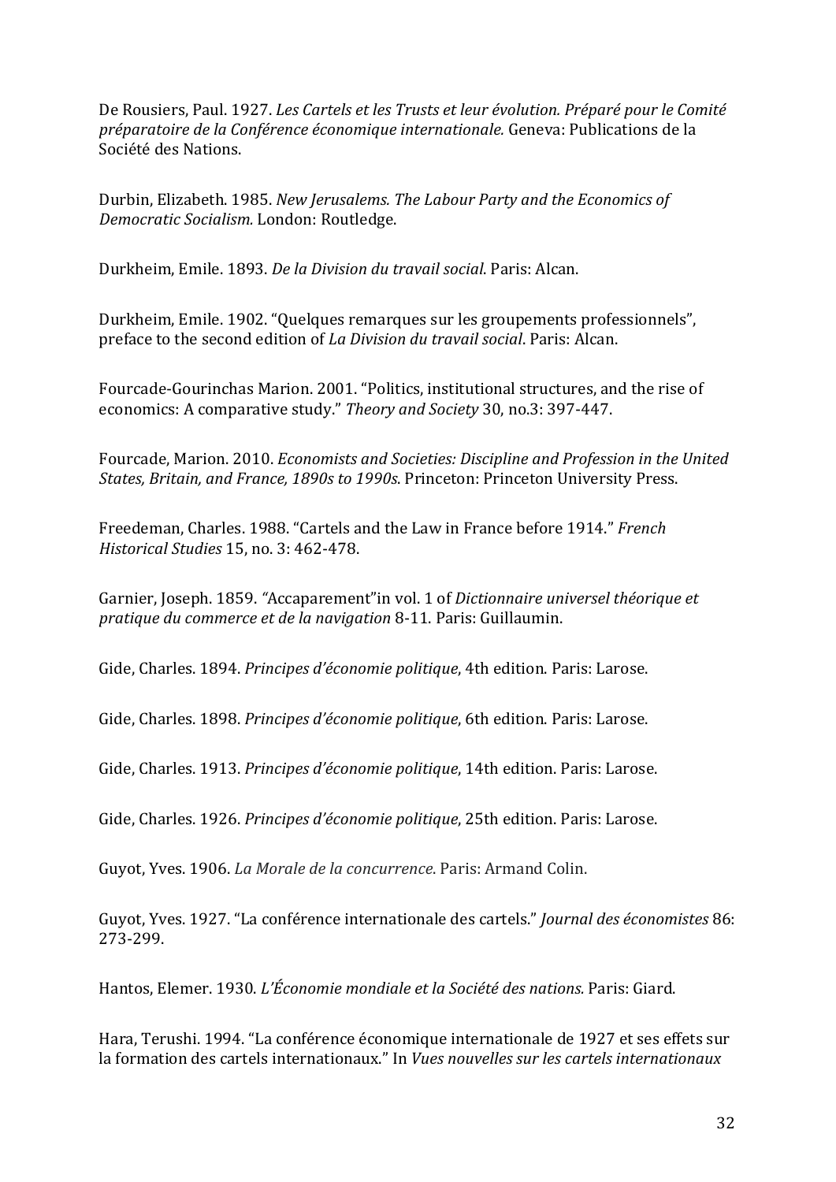De Rousiers, Paul. 1927. *Les Cartels et les Trusts et leur évolution. Préparé pour le Comité préparatoire de la Conférence économique internationale.* Geneva: Publications de la Société des Nations.

Durbin, Elizabeth. 1985. *New Jerusalems. The Labour Party and the Economics of Democratic Socialism.* London: Routledge.

Durkheim, Emile. 1893. *De la Division du travail social*. Paris: Alcan.

Durkheim, Emile. 1902. "Quelques remarques sur les groupements professionnels", preface to the second edition of *La Division du travail social*. Paris: Alcan.

Fourcade-Gourinchas Marion. 2001. "Politics, institutional structures, and the rise of economics: A comparative study." *Theory and Society* 30, no.3: 397-447.

Fourcade, Marion. 2010. *Economists and Societies: Discipline and Profession in the United States, Britain, and France, 1890s to 1990s*. Princeton: Princeton University Press.

Freedeman, Charles. 1988. "Cartels and the Law in France before 1914." *French Historical Studies* 15, no. 3: 462-478.

Garnier, Joseph. 1859. "Accaparement"in vol. 1 of *Dictionnaire universel théorique et pratique du commerce et de la navigation* 8-11. Paris: Guillaumin.

Gide, Charles. 1894. *Principes d'économie politique*, 4th edition. Paris: Larose.

Gide, Charles. 1898. *Principes d'économie politique*, 6th edition. Paris: Larose.

Gide, Charles. 1913. *Principes d'économie politique*, 14th edition. Paris: Larose.

Gide, Charles. 1926. *Principes d'économie politique*, 25th edition. Paris: Larose.

Guyot, Yves. 1906. *La Morale de la concurrence*. Paris: Armand Colin.

Guyot, Yves. 1927. "La conférence internationale des cartels." *Journal des économistes* 86: 273-299.

Hantos, Elemer. 1930. *L'Économie mondiale et la Société des nations.* Paris: Giard.

Hara, Terushi. 1994. "La conférence économique internationale de 1927 et ses effets sur la formation des cartels internationaux." In *Vues nouvelles sur les cartels internationaux*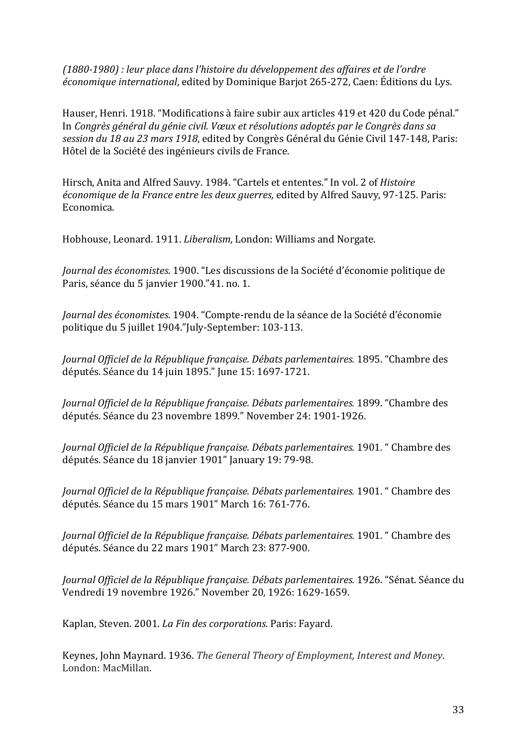*(1880-1980) : leur place dans l'histoire du développement des affaires et de l'ordre économique international*, edited by Dominique Barjot 265-272, Caen: Éditions du Lys.

Hauser, Henri. 1918. "Modifications à faire subir aux articles 419 et 420 du Code pénal." In *Congrès général du génie civil. Vœux et résolutions adoptés par le Congrès dans sa session du 18 au 23 mars 1918*, edited by Congrès Général du Génie Civil 147-148, Paris: Hôtel de la Société des ingénieurs civils de France.

Hirsch, Anita and Alfred Sauvy. 1984. "Cartels et ententes." In vol. 2 of *Histoire économique de la France entre les deux guerres,* edited by Alfred Sauvy, 97-125. Paris: Economica.

Hobhouse, Leonard. 1911. *Liberalism*, London: Williams and Norgate.

*Journal des économistes*. 1900. "Les discussions de la Société d'économie politique de Paris, séance du 5 janvier 1900."41. no. 1.

*Journal des économistes*. 1904. "Compte-rendu de la séance de la Société d'économie politique du 5 juillet 1904."July-September: 103-113.

*Journal Officiel de la République française. Débats parlementaires.* 1895. "Chambre des députés. Séance du 14 juin 1895." June 15: 1697-1721.

*Journal Officiel de la République française. Débats parlementaires.* 1899. "Chambre des députés. Séance du 23 novembre 1899." November 24: 1901-1926.

*Journal Officiel de la République française. Débats parlementaires.* 1901. " Chambre des députés. Séance du 18 janvier 1901" January 19: 79-98.

*Journal Officiel de la République française. Débats parlementaires.* 1901. " Chambre des députés. Séance du 15 mars 1901" March 16: 761-776.

*Journal Officiel de la République française. Débats parlementaires.* 1901. " Chambre des députés. Séance du 22 mars 1901" March 23: 877-900.

*Journal Officiel de la République française. Débats parlementaires.* 1926. "Sénat. Séance du Vendredi 19 novembre 1926." November 20, 1926: 1629-1659.

Kaplan, Steven. 2001. *La Fin des corporations.* Paris: Fayard.

Keynes, John Maynard. 1936. *The General Theory of Employment, Interest and Money*. London: MacMillan.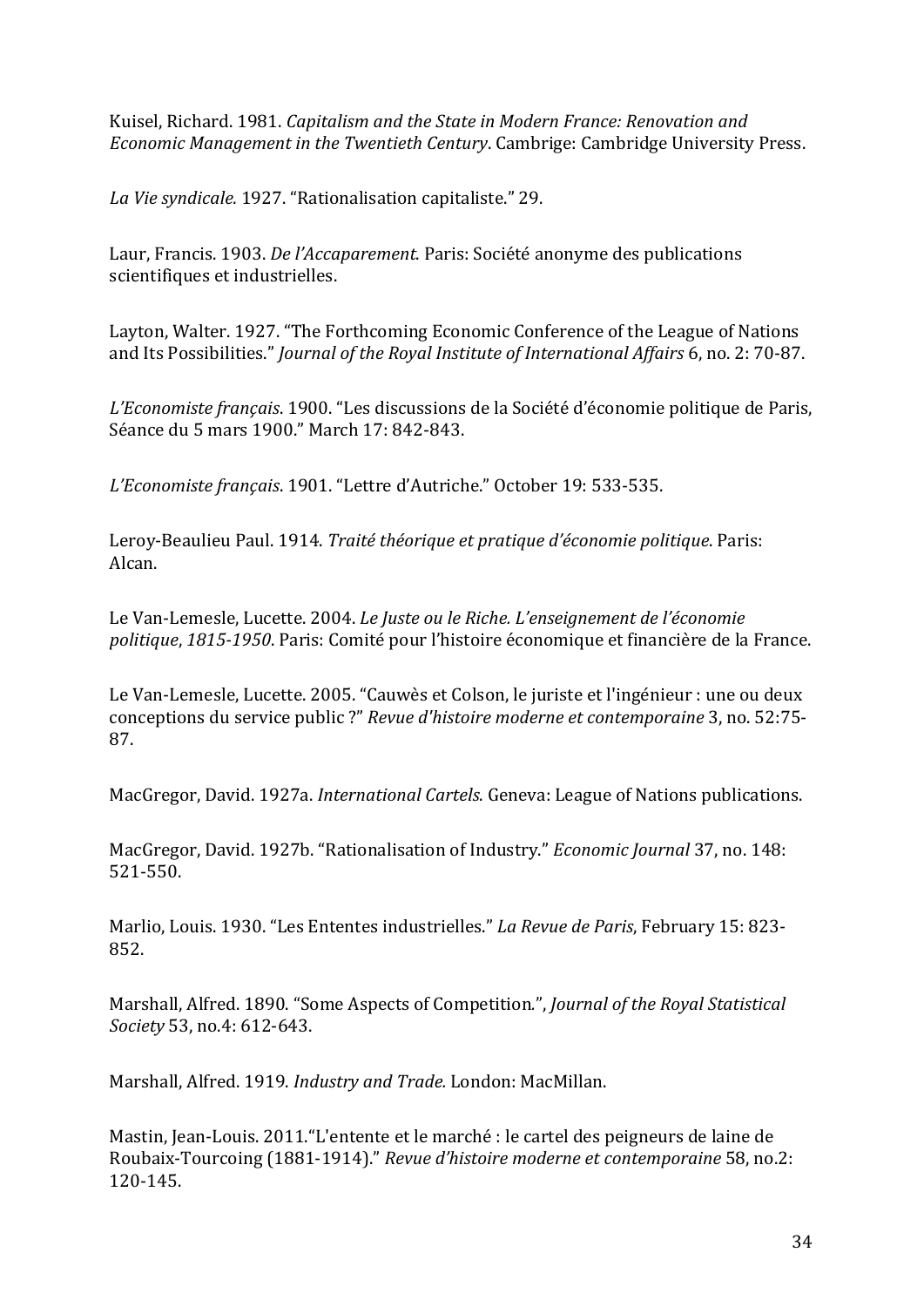Kuisel, Richard. 1981. *Capitalism and the State in Modern France: Renovation and Economic Management in the Twentieth Century*. Cambrige: Cambridge University Press.

*La Vie syndicale.* 1927. “Rationalisation capitaliste.” 29.

Laur, Francis. 1903. *De l’Accaparement.* Paris: Société anonyme des publications scientifiques et industrielles.

Layton, Walter. 1927. “The Forthcoming Economic Conference of the League of Nations and Its Possibilities.” *Journal of the Royal Institute of International Affairs* 6, no. 2: 70-87.

*L’Economiste français*. 1900. “Les discussions de la Société d’économie politique de Paris, Séance du 5 mars 1900.” March 17: 842-843.

*L’Economiste français*. 1901. “Lettre d’Autriche.” October 19: 533-535.

Leroy-Beaulieu Paul. 1914. *Traité théorique et pratique d’économie politique*. Paris: Alcan.

Le Van-Lemesle, Lucette. 2004. *Le Juste ou le Riche. L’enseignement de l’économie politique*, *1815-1950*. Paris: Comité pour l’histoire économique et financière de la France.

Le Van-Lemesle, Lucette. 2005. “Cauwès et Colson, le juriste et l'ingénieur : une ou deux conceptions du service public ?” *Revue d'histoire moderne et contemporaine* 3, no. 52:75-87.

MacGregor, David. 1927a. *International Cartels.* Geneva: League of Nations publications.

MacGregor, David. 1927b. “Rationalisation of Industry.” *Economic Journal* 37, no. 148: 521-550.

Marlio, Louis. 1930. “Les Ententes industrielles.” *La Revue de Paris*, February 15: 823-852.

Marshall, Alfred. 1890. “Some Aspects of Competition.”, *Journal of the Royal Statistical Society* 53, no.4: 612-643.

Marshall, Alfred. 1919. *Industry and Trade.* London: MacMillan.

Mastin, Jean-Louis. 2011.“L'entente et le marché : le cartel des peigneurs de laine de Roubaix-Tourcoing (1881-1914).” *Revue d’histoire moderne et contemporaine* 58, no.2: 120-145.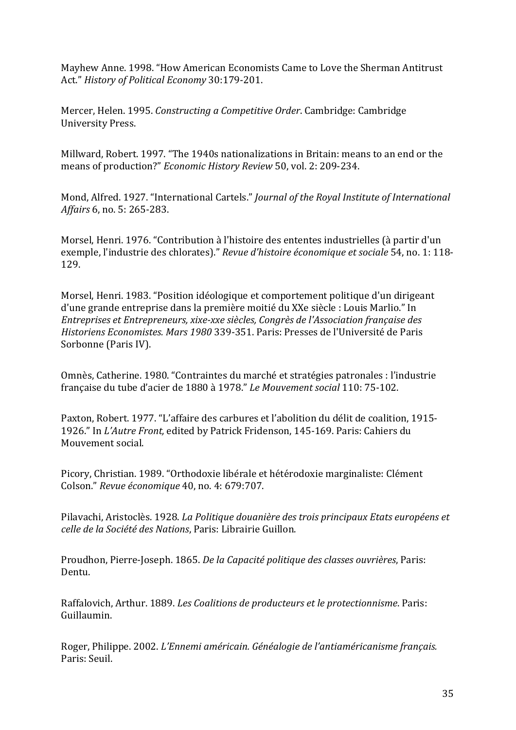Mayhew Anne. 1998. “How American Economists Came to Love the Sherman Antitrust Act.” *History of Political Economy* 30:179-201.

Mercer, Helen. 1995. *Constructing a Competitive Order*. Cambridge: Cambridge University Press.

Millward, Robert. 1997. “The 1940s nationalizations in Britain: means to an end or the means of production?” *Economic History Review* 50, vol. 2: 209-234.

Mond, Alfred. 1927. “International Cartels.” *Journal of the Royal Institute of International Affairs* 6, no. 5: 265-283.

Morsel, Henri. 1976. “Contribution à l'histoire des ententes industrielles (à partir d'un exemple, l'industrie des chlorates).” *Revue d'histoire économique et sociale* 54, no. 1: 118-129.

Morsel, Henri. 1983. “Position idéologique et comportement politique d'un dirigeant d'une grande entreprise dans la première moitié du XXe siècle : Louis Marlio.” In *Entreprises et Entrepreneurs, xixe-xxe siècles, Congrès de l'Association française des Historiens Economistes. Mars 1980* 339-351. Paris: Presses de l'Université de Paris Sorbonne (Paris IV).

Omnès, Catherine. 1980. “Contraintes du marché et stratégies patronales : l'industrie française du tube d'acier de 1880 à 1978.” *Le Mouvement social* 110: 75-102.

Paxton, Robert. 1977. “L'affaire des carbures et l'abolition du délit de coalition, 1915-1926.” In *L'Autre Front,* edited by Patrick Fridenson, 145-169. Paris: Cahiers du Mouvement social.

Picory, Christian. 1989. “Orthodoxie libérale et hétérodoxie marginaliste: Clément Colson.” *Revue économique* 40, no. 4: 679:707.

Pilavachi, Aristoclès. 1928. *La Politique douanière des trois principaux Etats européens et celle de la Société des Nations*, Paris: Librairie Guillon.

Proudhon, Pierre-Joseph. 1865. *De la Capacité politique des classes ouvrières*, Paris: Dentu.

Raffalovich, Arthur. 1889. *Les Coalitions de producteurs et le protectionnisme*. Paris: Guillaumin.

Roger, Philippe. 2002. *L'Ennemi américain. Généalogie de l'antiaméricanisme français.* Paris: Seuil.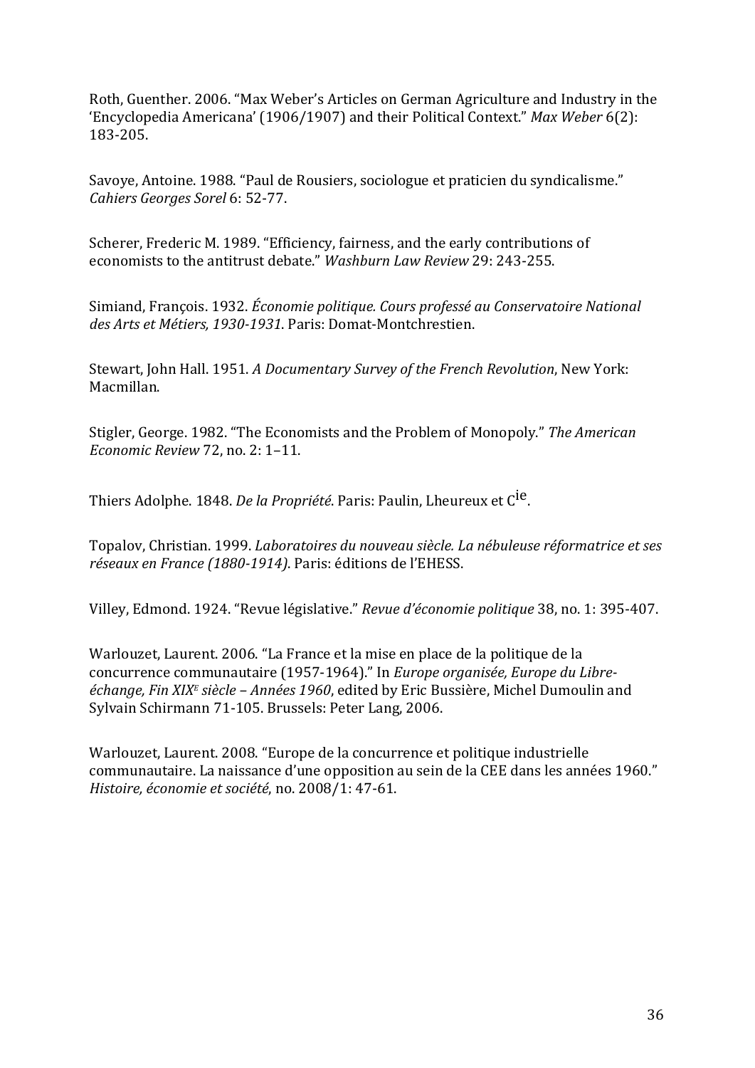Roth, Guenther. 2006. "Max Weber's Articles on German Agriculture and Industry in the 'Encyclopedia Americana' (1906/1907) and their Political Context." *Max Weber* 6(2): 183-205.

Savoye, Antoine. 1988. "Paul de Rousiers, sociologue et praticien du syndicalisme." *Cahiers Georges Sorel* 6: 52-77.

Scherer, Frederic M. 1989. "Efficiency, fairness, and the early contributions of economists to the antitrust debate." *Washburn Law Review* 29: 243-255.

Simiand, François. 1932. *Économie politique. Cours professé au Conservatoire National des Arts et Métiers, 1930-1931*. Paris: Domat-Montchrestien.

Stewart, John Hall. 1951. *A Documentary Survey of the French Revolution*, New York: Macmillan.

Stigler, George. 1982. "The Economists and the Problem of Monopoly." *The American Economic Review* 72, no. 2: 1–11.

Thiers Adolphe. 1848. *De la Propriété*. Paris: Paulin, Lheureux et C[ie].

Topalov, Christian. 1999. *Laboratoires du nouveau siècle. La nébuleuse réformatrice et ses réseaux en France (1880-1914)*. Paris: éditions de l'EHESS.

Villey, Edmond. 1924. "Revue législative." *Revue d'économie politique* 38, no. 1: 395-407.

Warlouzet, Laurent. 2006. "La France et la mise en place de la politique de la concurrence communautaire (1957-1964)." In *Europe organisée, Europe du Libre-échange, Fin XIX[E] siècle – Années 1960*, edited by Eric Bussière, Michel Dumoulin and Sylvain Schirmann 71-105. Brussels: Peter Lang, 2006.

Warlouzet, Laurent. 2008. "Europe de la concurrence et politique industrielle communautaire. La naissance d'une opposition au sein de la CEE dans les années 1960." *Histoire, économie et société*, no. 2008/1: 47-61.